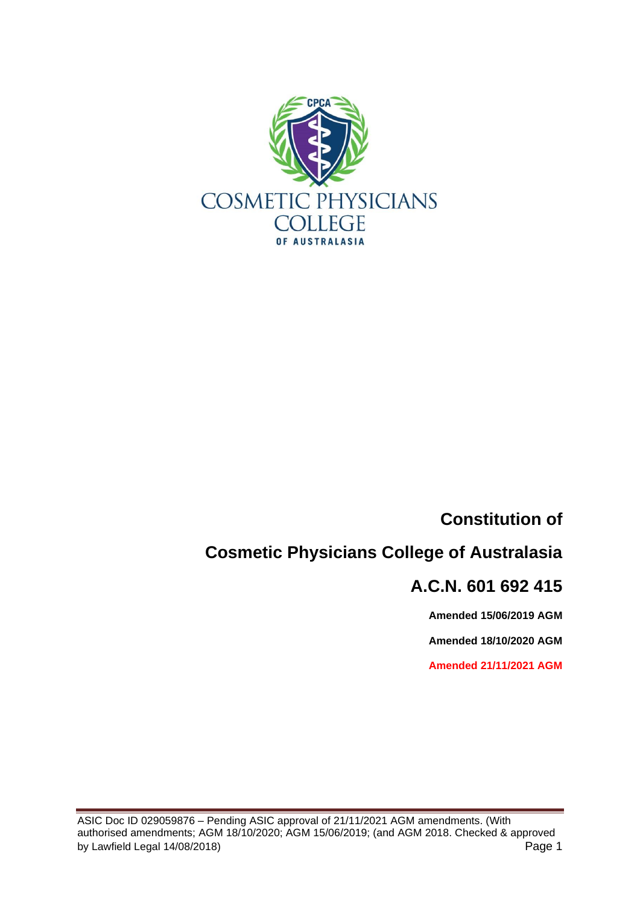CPCA

COSMETIC PHYSICIANS COLLEGE OF AUSTRALASIA

# Constitution of

# Cosmetic Physicians College of Australasia

## A.C.N. 601 692 415

**Amended 15/06/2019 AGM**

**Amended 18/10/2020 AGM**

**Amended 21/11/2021 AGM**

ASIC Doc ID 029059876 – Pending ASIC approval of 21/11/2021 AGM amendments. (With authorised amendments; AGM 18/10/2020; AGM 15/06/2019; (and AGM 2018. Checked & approved by Lawfield Legal 14/08/2018)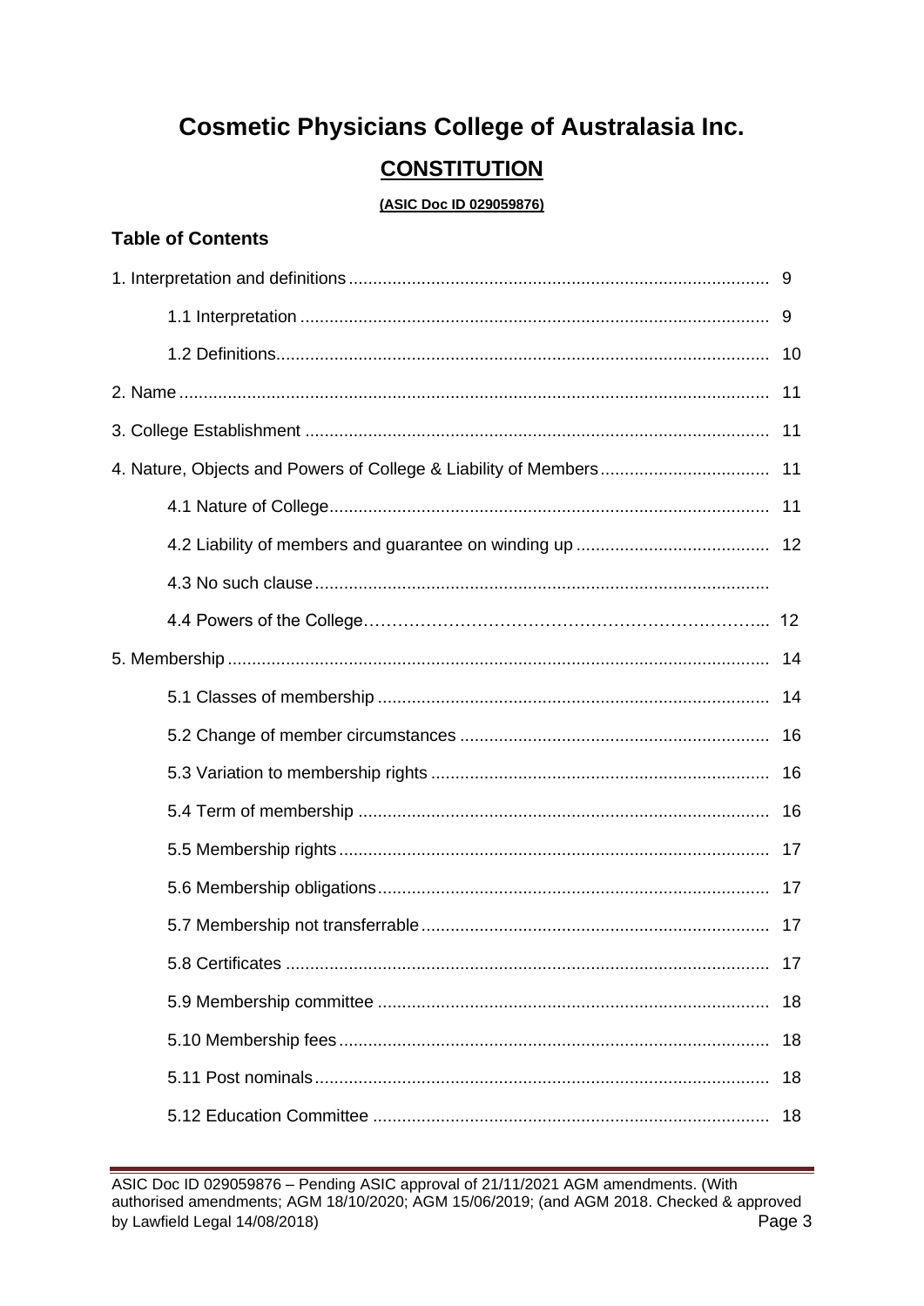# Cosmetic Physicians College of Australasia Inc.

## CONSTITUTION

**(ASIC Doc ID 029059876)**

### Table of Contents

1. Interpretation and definitions ........................................................................................ 9

 1.1 Interpretation ................................................................................................ 9

 1.2 Definitions..................................................................................................... 10

2. Name ........................................................................................................................ 11

3. College Establishment ............................................................................................... 11

4. Nature, Objects and Powers of College & Liability of Members .................................. 11

 4.1 Nature of College.......................................................................................... 11

 4.2 Liability of members and guarantee on winding up ........................................ 12

 4.3 No such clause.............................................................................................

 4.4 Powers of the College……………………………………………………………... 12

5. Membership ............................................................................................................... 14

 5.1 Classes of membership ................................................................................. 14

 5.2 Change of member circumstances ................................................................ 16

 5.3 Variation to membership rights ...................................................................... 16

 5.4 Term of membership ..................................................................................... 16

 5.5 Membership rights......................................................................................... 17

 5.6 Membership obligations................................................................................. 17

 5.7 Membership not transferrable ........................................................................ 17

 5.8 Certificates ................................................................................................... 17

 5.9 Membership committee ................................................................................. 18

 5.10 Membership fees......................................................................................... 18

 5.11 Post nominals.............................................................................................. 18

 5.12 Education Committee .................................................................................. 18

ASIC Doc ID 029059876 – Pending ASIC approval of 21/11/2021 AGM amendments. (With authorised amendments; AGM 18/10/2020; AGM 15/06/2019; (and AGM 2018. Checked & approved by Lawfield Legal 14/08/2018)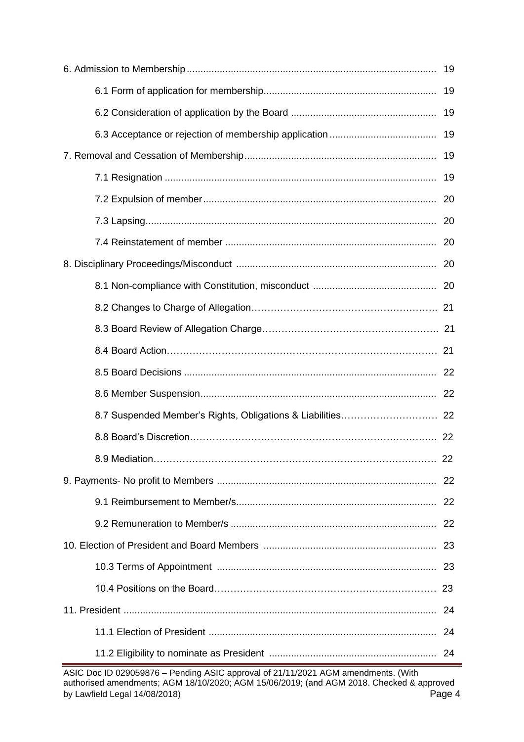6. Admission to Membership .......................................................................................... 19

    6.1 Form of application for membership .............................................................. 19

    6.2 Consideration of application by the Board ..................................................... 19

    6.3 Acceptance or rejection of membership application ....................................... 19

7. Removal and Cessation of Membership ..................................................................... 19

    7.1 Resignation ..................................................................................................... 19

    7.2 Expulsion of member ...................................................................................... 20

    7.3 Lapsing ............................................................................................................ 20

    7.4 Reinstatement of member ............................................................................... 20

8. Disciplinary Proceedings/Misconduct ........................................................................ 20

    8.1 Non-compliance with Constitution, misconduct .............................................. 20

    8.2 Changes to Charge of Allegation……………………………………………………. 21

    8.3 Board Review of Allegation Charge…………………………………………………. 21

    8.4 Board Action…………………………………………………………………………… 21

    8.5 Board Decisions .............................................................................................. 22

    8.6 Member Suspension ........................................................................................ 22

    8.7 Suspended Member's Rights, Obligations & Liabilities………………………… 22

    8.8 Board's Discretion……………………………………………………………………. 22

    8.9 Mediation……………………………………………………………………………… 22

9. Payments- No profit to Members ............................................................................... 22

    9.1 Reimbursement to Member/s .......................................................................... 22

    9.2 Remuneration to Member/s ............................................................................. 22

10. Election of President and Board Members ............................................................... 23

    10.3 Terms of Appointment ................................................................................... 23

    10.4 Positions on the Board……………………………………………………………… 23

11. President ................................................................................................................. 24

    11.1 Election of President ...................................................................................... 24

    11.2 Eligibility to nominate as President ............................................................... 24

ASIC Doc ID 029059876 – Pending ASIC approval of 21/11/2021 AGM amendments. (With authorised amendments; AGM 18/10/2020; AGM 15/06/2019; (and AGM 2018. Checked & approved by Lawfield Legal 14/08/2018)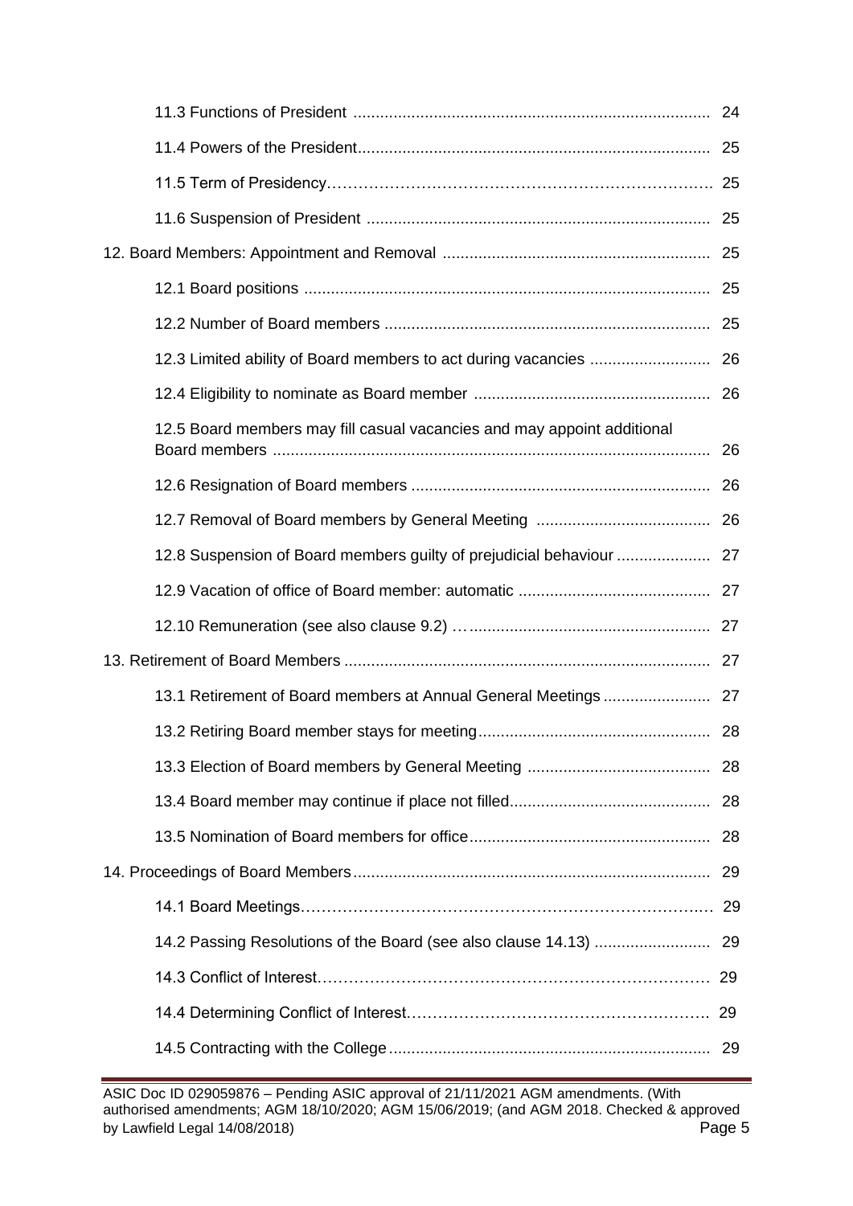| | |
|---|---|
| 11.3 Functions of President | 24 |
| 11.4 Powers of the President | 25 |
| 11.5 Term of Presidency | 25 |
| 11.6 Suspension of President | 25 |
| 12. Board Members: Appointment and Removal | 25 |
| 12.1 Board positions | 25 |
| 12.2 Number of Board members | 25 |
| 12.3 Limited ability of Board members to act during vacancies | 26 |
| 12.4 Eligibility to nominate as Board member | 26 |
| 12.5 Board members may fill casual vacancies and may appoint additional Board members | 26 |
| 12.6 Resignation of Board members | 26 |
| 12.7 Removal of Board members by General Meeting | 26 |
| 12.8 Suspension of Board members guilty of prejudicial behaviour | 27 |
| 12.9 Vacation of office of Board member: automatic | 27 |
| 12.10 Remuneration (see also clause 9.2) | 27 |
| 13. Retirement of Board Members | 27 |
| 13.1 Retirement of Board members at Annual General Meetings | 27 |
| 13.2 Retiring Board member stays for meeting | 28 |
| 13.3 Election of Board members by General Meeting | 28 |
| 13.4 Board member may continue if place not filled | 28 |
| 13.5 Nomination of Board members for office | 28 |
| 14. Proceedings of Board Members | 29 |
| 14.1 Board Meetings | 29 |
| 14.2 Passing Resolutions of the Board (see also clause 14.13) | 29 |
| 14.3 Conflict of Interest | 29 |
| 14.4 Determining Conflict of Interest | 29 |
| 14.5 Contracting with the College | 29 |

ASIC Doc ID 029059876 – Pending ASIC approval of 21/11/2021 AGM amendments. (With authorised amendments; AGM 18/10/2020; AGM 15/06/2019; (and AGM 2018. Checked & approved by Lawfield Legal 14/08/2018)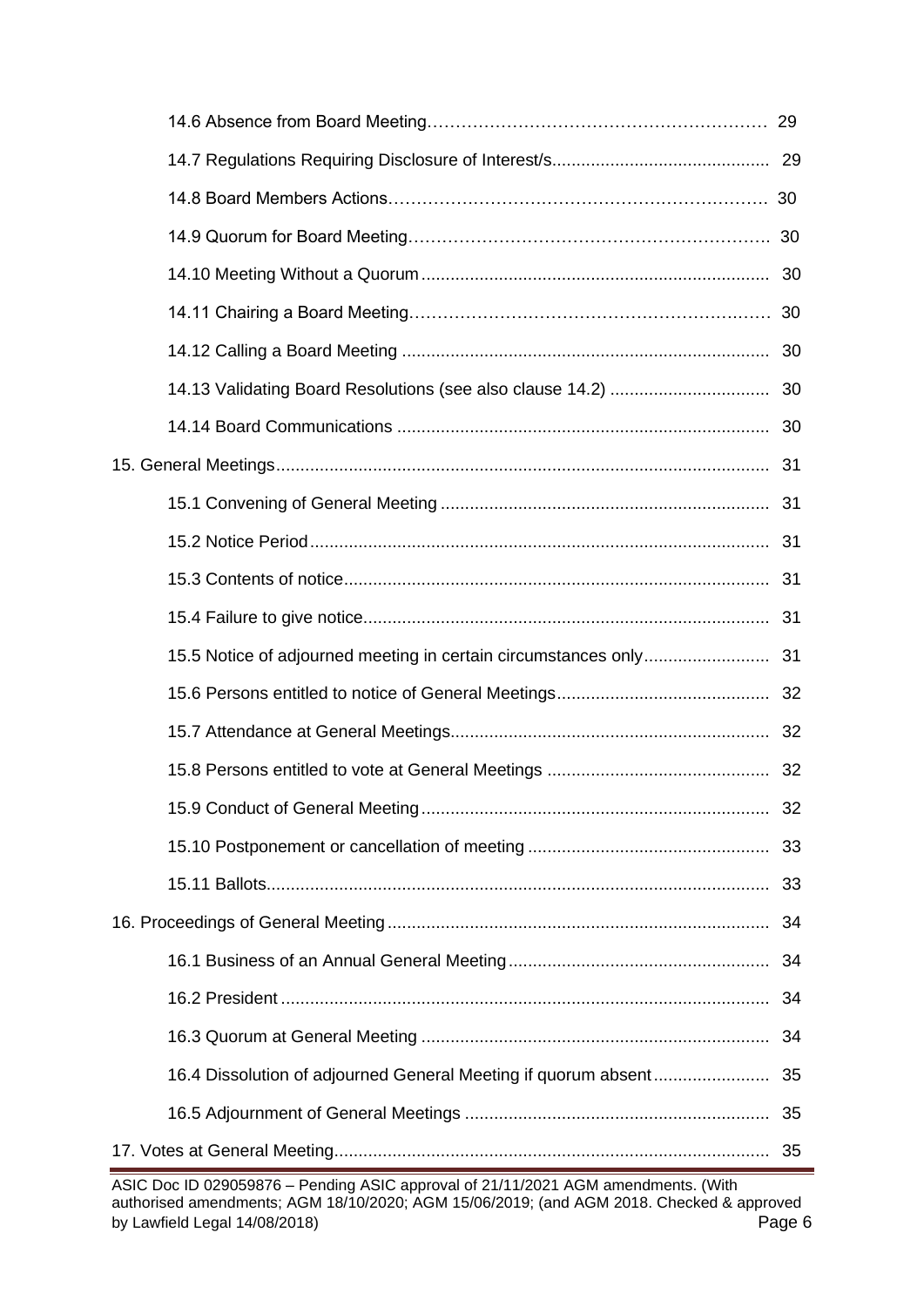14.6 Absence from Board Meeting……………………………………………………. 29

14.7 Regulations Requiring Disclosure of Interest/s............................................ 29

14.8 Board Members Actions………….……………………………….…………… 30

14.9 Quorum for Board Meeting……………………………………………………. 30

14.10 Meeting Without a Quorum ...................................................................... 30

14.11 Chairing a Board Meeting……………………………………………………. 30

14.12 Calling a Board Meeting ........................................................................... 30

14.13 Validating Board Resolutions (see also clause 14.2) ................................. 30

14.14 Board Communications ............................................................................ 30

15. General Meetings..................................................................................................... 31

15.1 Convening of General Meeting .................................................................... 31

15.2 Notice Period.............................................................................................. 31

15.3 Contents of notice........................................................................................ 31

15.4 Failure to give notice.................................................................................... 31

15.5 Notice of adjourned meeting in certain circumstances only.......................... 31

15.6 Persons entitled to notice of General Meetings............................................ 32

15.7 Attendance at General Meetings.................................................................. 32

15.8 Persons entitled to vote at General Meetings .............................................. 32

15.9 Conduct of General Meeting........................................................................ 32

15.10 Postponement or cancellation of meeting .................................................. 33

15.11 Ballots........................................................................................................ 33

16. Proceedings of General Meeting............................................................................... 34

16.1 Business of an Annual General Meeting...................................................... 34

16.2 President .................................................................................................... 34

16.3 Quorum at General Meeting ........................................................................ 34

16.4 Dissolution of adjourned General Meeting if quorum absent........................ 35

16.5 Adjournment of General Meetings ............................................................... 35

17. Votes at General Meeting.......................................................................................... 35

ASIC Doc ID 029059876 – Pending ASIC approval of 21/11/2021 AGM amendments. (With authorised amendments; AGM 18/10/2020; AGM 15/06/2019; (and AGM 2018. Checked & approved by Lawfield Legal 14/08/2018)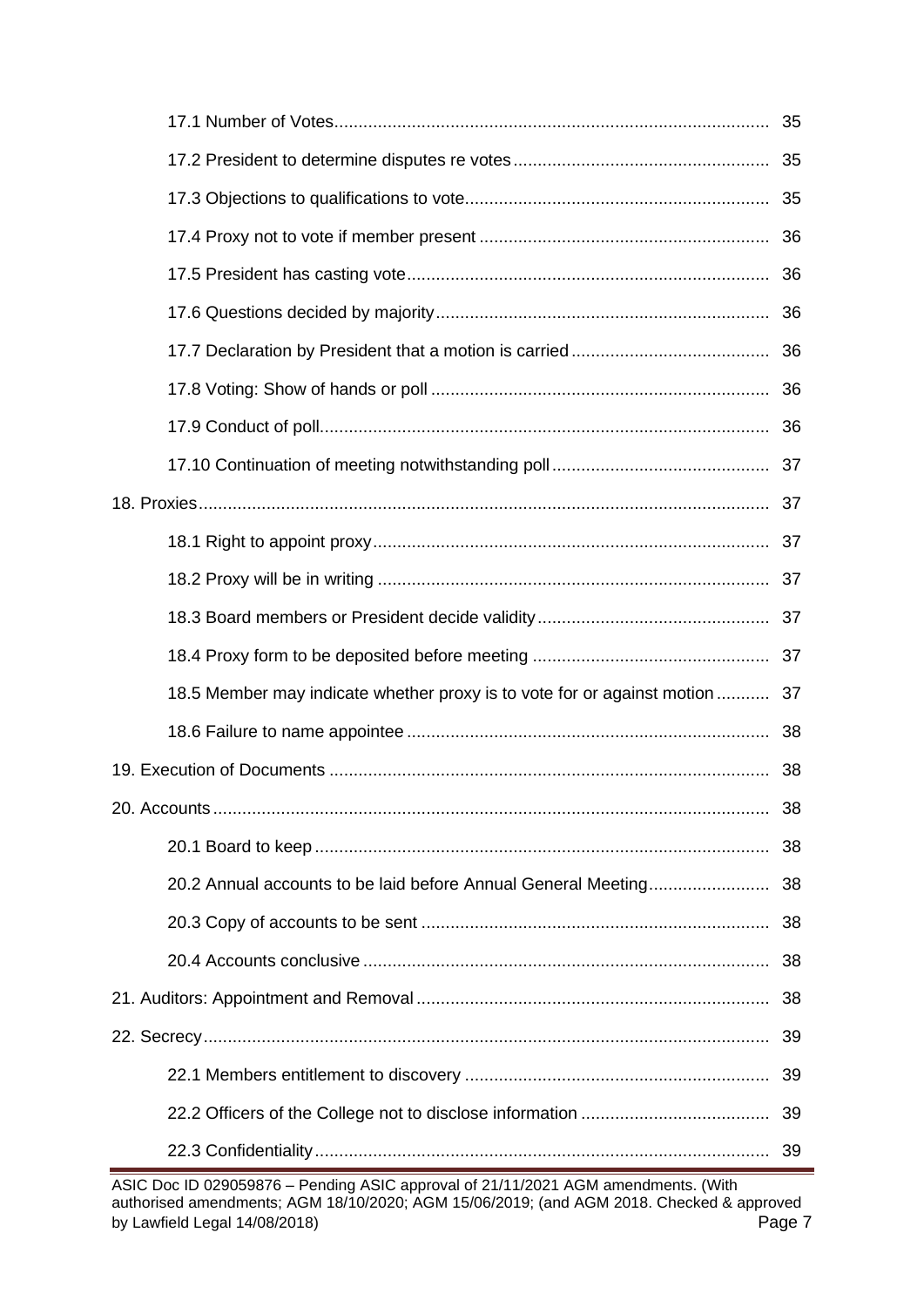17.1 Number of Votes.......................................................................................... 35

17.2 President to determine disputes re votes..................................................... 35

17.3 Objections to qualifications to vote............................................................... 35

17.4 Proxy not to vote if member present ............................................................ 36

17.5 President has casting vote........................................................................... 36

17.6 Questions decided by majority...................................................................... 36

17.7 Declaration by President that a motion is carried ......................................... 36

17.8 Voting: Show of hands or poll ...................................................................... 36

17.9 Conduct of poll............................................................................................. 36

17.10 Continuation of meeting notwithstanding poll ............................................. 37

18. Proxies......................................................................................................................... 37

18.1 Right to appoint proxy.................................................................................. 37

18.2 Proxy will be in writing ................................................................................. 37

18.3 Board members or President decide validity ................................................ 37

18.4 Proxy form to be deposited before meeting ................................................. 37

18.5 Member may indicate whether proxy is to vote for or against motion ........... 37

18.6 Failure to name appointee ........................................................................... 38

19. Execution of Documents ........................................................................................... 38

20. Accounts..................................................................................................................... 38

20.1 Board to keep .............................................................................................. 38

20.2 Annual accounts to be laid before Annual General Meeting......................... 38

20.3 Copy of accounts to be sent ........................................................................ 38

20.4 Accounts conclusive .................................................................................... 38

21. Auditors: Appointment and Removal ......................................................................... 38

22. Secrecy....................................................................................................................... 39

22.1 Members entitlement to discovery ............................................................... 39

22.2 Officers of the College not to disclose information ....................................... 39

22.3 Confidentiality.............................................................................................. 39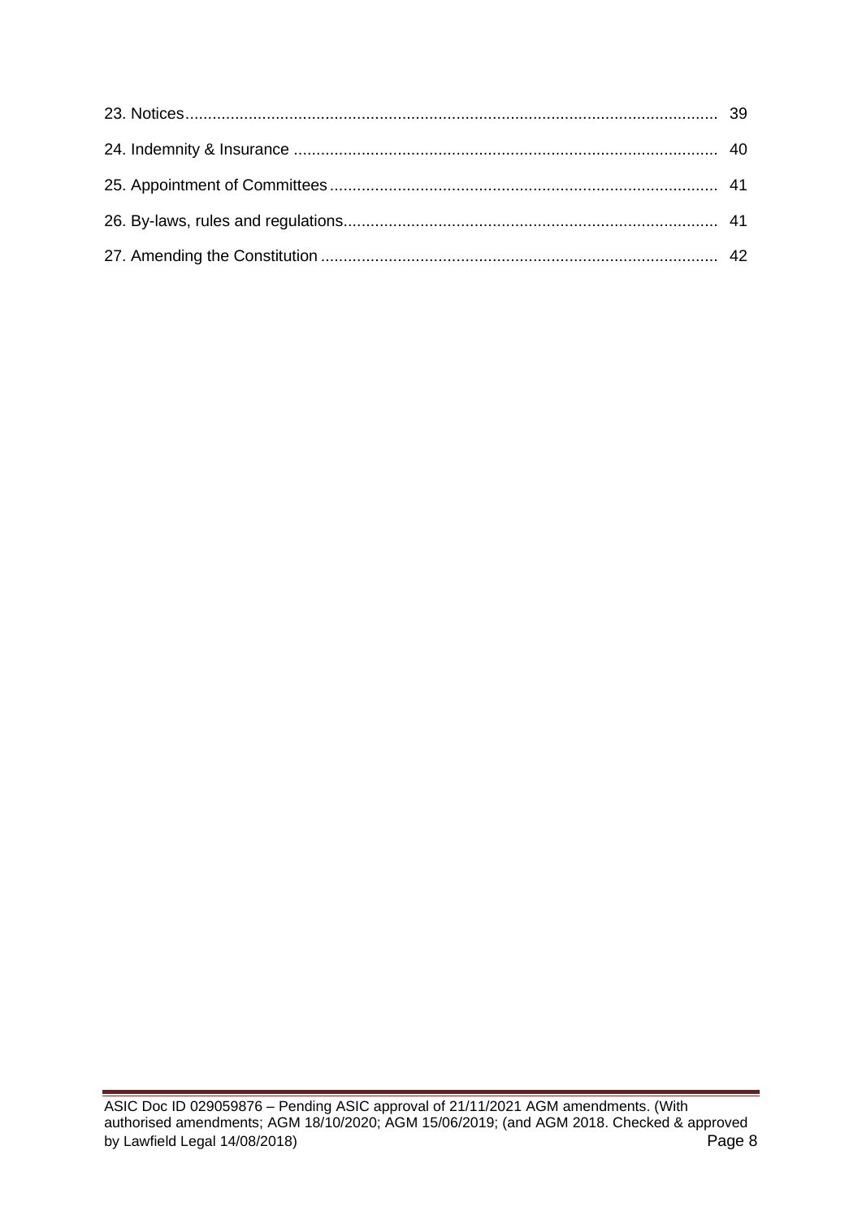23. Notices ........................................................................................................... 39

24. Indemnity & Insurance ........................................................................................ 40

25. Appointment of Committees ................................................................................ 41

26. By-laws, rules and regulations............................................................................. 41

27. Amending the Constitution .................................................................................. 42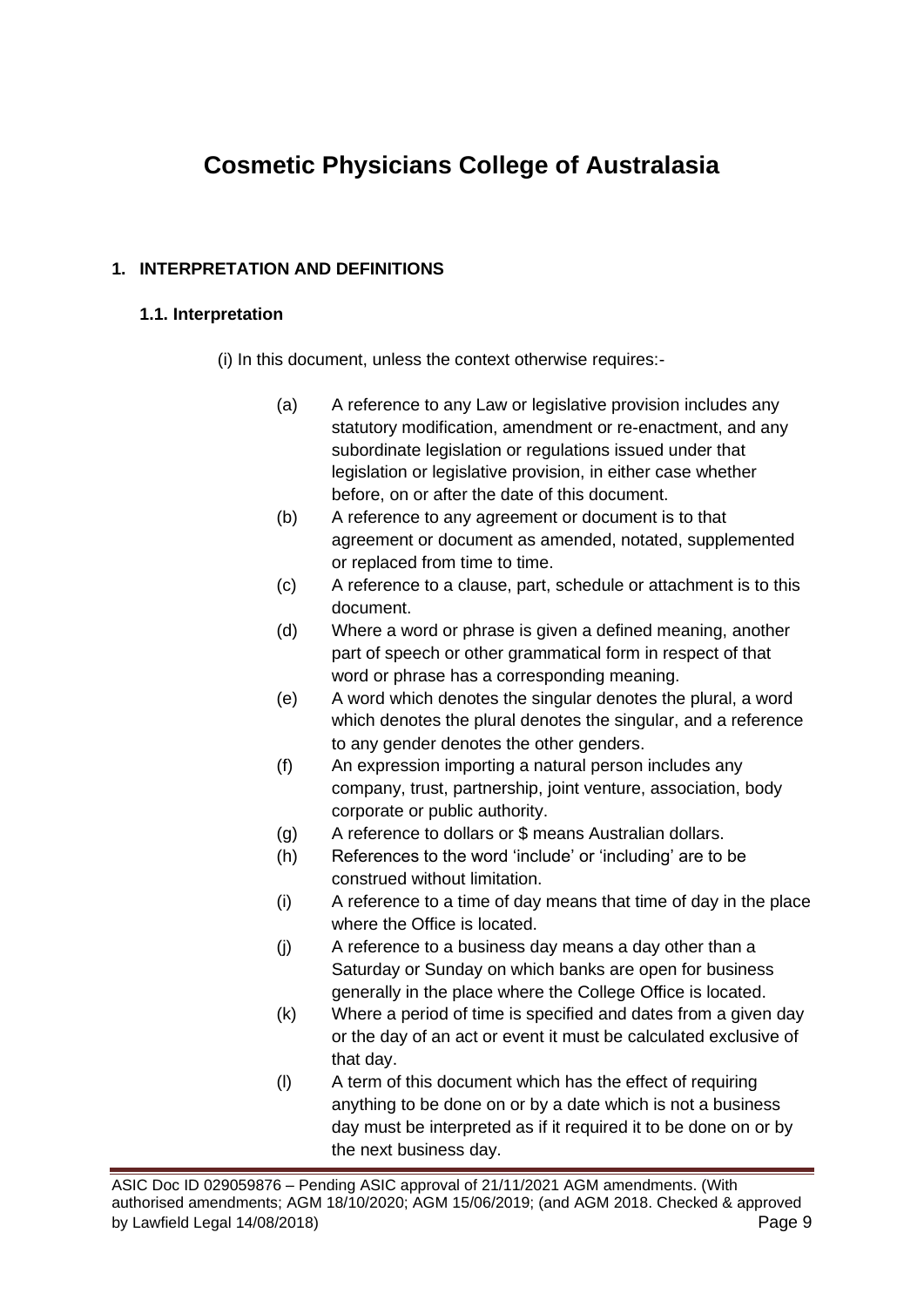# Cosmetic Physicians College of Australasia

## 1. INTERPRETATION AND DEFINITIONS

### 1.1. Interpretation

(i) In this document, unless the context otherwise requires:-

(a) A reference to any Law or legislative provision includes any statutory modification, amendment or re-enactment, and any subordinate legislation or regulations issued under that legislation or legislative provision, in either case whether before, on or after the date of this document.

(b) A reference to any agreement or document is to that agreement or document as amended, notated, supplemented or replaced from time to time.

(c) A reference to a clause, part, schedule or attachment is to this document.

(d) Where a word or phrase is given a defined meaning, another part of speech or other grammatical form in respect of that word or phrase has a corresponding meaning.

(e) A word which denotes the singular denotes the plural, a word which denotes the plural denotes the singular, and a reference to any gender denotes the other genders.

(f) An expression importing a natural person includes any company, trust, partnership, joint venture, association, body corporate or public authority.

(g) A reference to dollars or $ means Australian dollars.

(h) References to the word 'include' or 'including' are to be construed without limitation.

(i) A reference to a time of day means that time of day in the place where the Office is located.

(j) A reference to a business day means a day other than a Saturday or Sunday on which banks are open for business generally in the place where the College Office is located.

(k) Where a period of time is specified and dates from a given day or the day of an act or event it must be calculated exclusive of that day.

(l) A term of this document which has the effect of requiring anything to be done on or by a date which is not a business day must be interpreted as if it required it to be done on or by the next business day.

ASIC Doc ID 029059876 – Pending ASIC approval of 21/11/2021 AGM amendments. (With authorised amendments; AGM 18/10/2020; AGM 15/06/2019; (and AGM 2018. Checked & approved by Lawfield Legal 14/08/2018)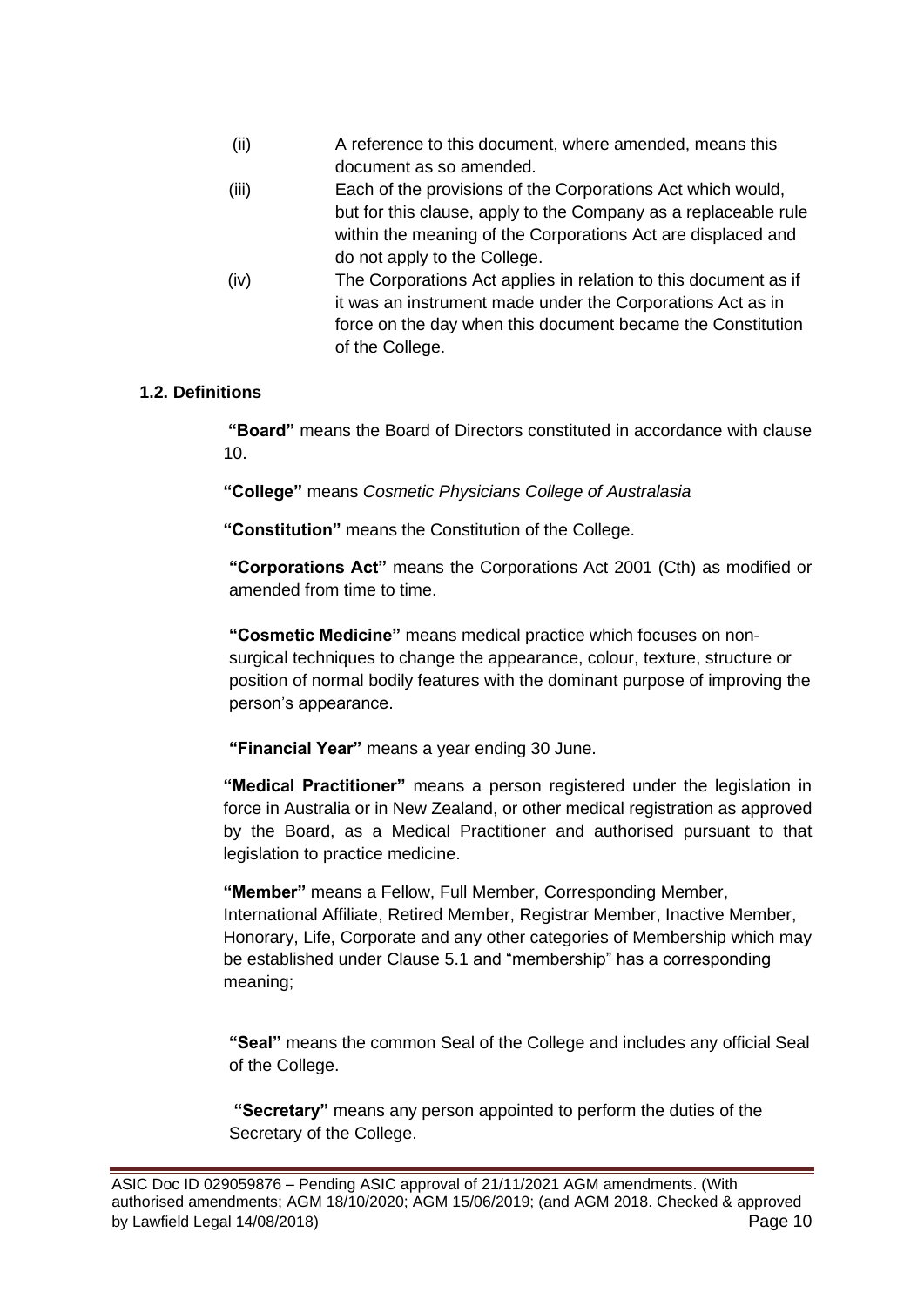(ii) A reference to this document, where amended, means this document as so amended.

(iii) Each of the provisions of the Corporations Act which would, but for this clause, apply to the Company as a replaceable rule within the meaning of the Corporations Act are displaced and do not apply to the College.

(iv) The Corporations Act applies in relation to this document as if it was an instrument made under the Corporations Act as in force on the day when this document became the Constitution of the College.

**1.2. Definitions**

**"Board"** means the Board of Directors constituted in accordance with clause 10.

**"College"** means *Cosmetic Physicians College of Australasia*

**"Constitution"** means the Constitution of the College.

**"Corporations Act"** means the Corporations Act 2001 (Cth) as modified or amended from time to time.

**"Cosmetic Medicine"** means medical practice which focuses on non-surgical techniques to change the appearance, colour, texture, structure or position of normal bodily features with the dominant purpose of improving the person's appearance.

**"Financial Year"** means a year ending 30 June.

**"Medical Practitioner"** means a person registered under the legislation in force in Australia or in New Zealand, or other medical registration as approved by the Board, as a Medical Practitioner and authorised pursuant to that legislation to practice medicine.

**"Member"** means a Fellow, Full Member, Corresponding Member, International Affiliate, Retired Member, Registrar Member, Inactive Member, Honorary, Life, Corporate and any other categories of Membership which may be established under Clause 5.1 and "membership" has a corresponding meaning;

**"Seal"** means the common Seal of the College and includes any official Seal of the College.

**"Secretary"** means any person appointed to perform the duties of the Secretary of the College.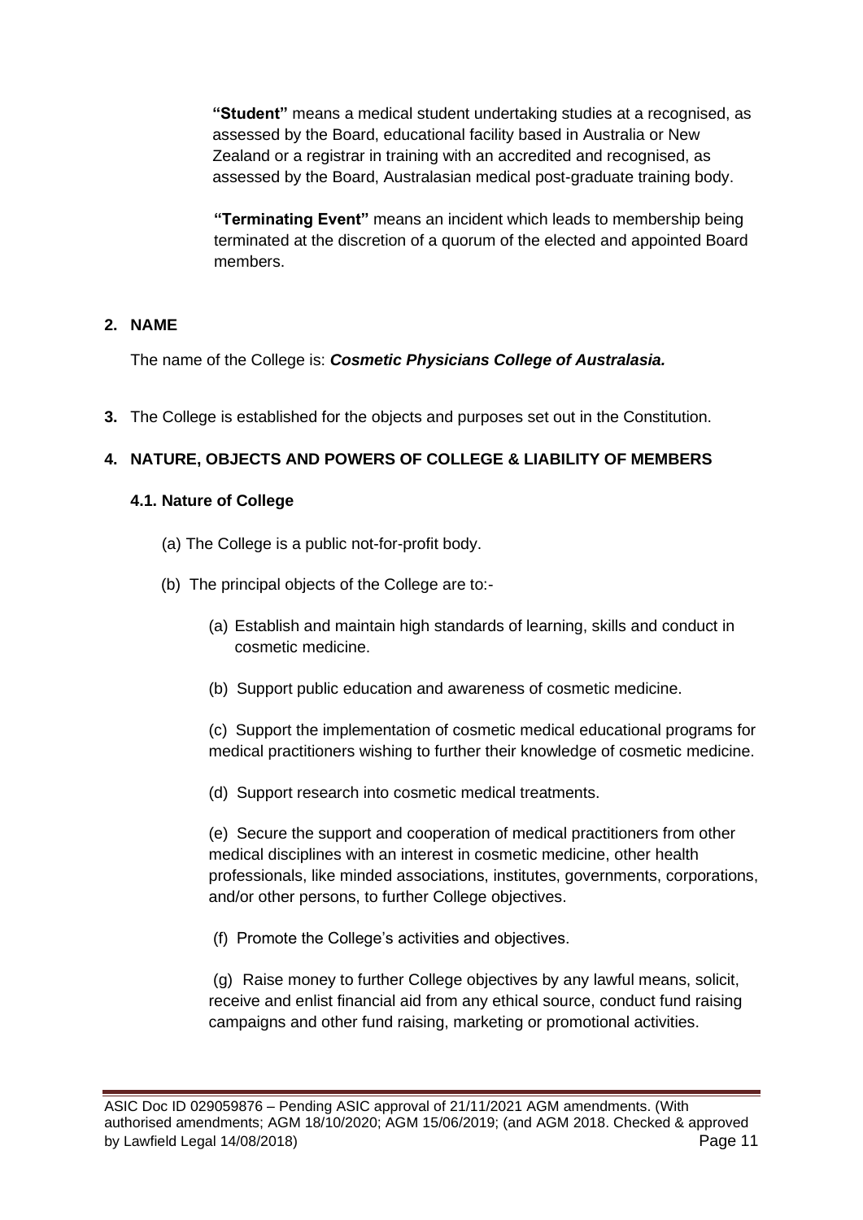**"Student"** means a medical student undertaking studies at a recognised, as assessed by the Board, educational facility based in Australia or New Zealand or a registrar in training with an accredited and recognised, as assessed by the Board, Australasian medical post-graduate training body.

**"Terminating Event"** means an incident which leads to membership being terminated at the discretion of a quorum of the elected and appointed Board members.

## 2. NAME

The name of the College is: ***Cosmetic Physicians College of Australasia.***

**3.** The College is established for the objects and purposes set out in the Constitution.

## 4. NATURE, OBJECTS AND POWERS OF COLLEGE & LIABILITY OF MEMBERS

### 4.1. Nature of College

(a) The College is a public not-for-profit body.

(b) The principal objects of the College are to:-

(a) Establish and maintain high standards of learning, skills and conduct in cosmetic medicine.

(b) Support public education and awareness of cosmetic medicine.

(c) Support the implementation of cosmetic medical educational programs for medical practitioners wishing to further their knowledge of cosmetic medicine.

(d) Support research into cosmetic medical treatments.

(e) Secure the support and cooperation of medical practitioners from other medical disciplines with an interest in cosmetic medicine, other health professionals, like minded associations, institutes, governments, corporations, and/or other persons, to further College objectives.

(f) Promote the College's activities and objectives.

(g) Raise money to further College objectives by any lawful means, solicit, receive and enlist financial aid from any ethical source, conduct fund raising campaigns and other fund raising, marketing or promotional activities.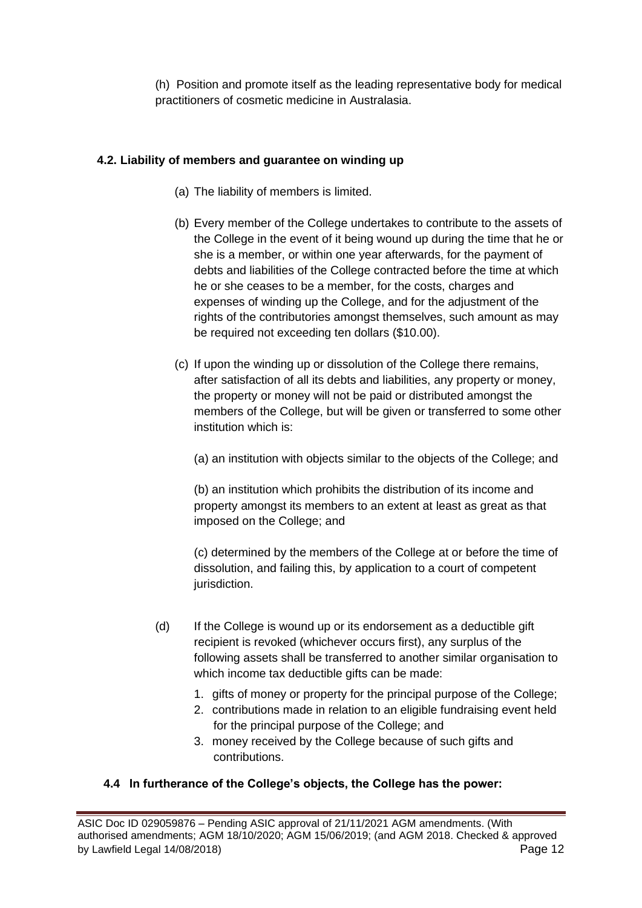(h) Position and promote itself as the leading representative body for medical practitioners of cosmetic medicine in Australasia.

### 4.2. Liability of members and guarantee on winding up

(a) The liability of members is limited.

(b) Every member of the College undertakes to contribute to the assets of the College in the event of it being wound up during the time that he or she is a member, or within one year afterwards, for the payment of debts and liabilities of the College contracted before the time at which he or she ceases to be a member, for the costs, charges and expenses of winding up the College, and for the adjustment of the rights of the contributories amongst themselves, such amount as may be required not exceeding ten dollars ($10.00).

(c) If upon the winding up or dissolution of the College there remains, after satisfaction of all its debts and liabilities, any property or money, the property or money will not be paid or distributed amongst the members of the College, but will be given or transferred to some other institution which is:

(a) an institution with objects similar to the objects of the College; and

(b) an institution which prohibits the distribution of its income and property amongst its members to an extent at least as great as that imposed on the College; and

(c) determined by the members of the College at or before the time of dissolution, and failing this, by application to a court of competent jurisdiction.

(d) If the College is wound up or its endorsement as a deductible gift recipient is revoked (whichever occurs first), any surplus of the following assets shall be transferred to another similar organisation to which income tax deductible gifts can be made:

1. gifts of money or property for the principal purpose of the College;
2. contributions made in relation to an eligible fundraising event held for the principal purpose of the College; and
3. money received by the College because of such gifts and contributions.

### 4.4 In furtherance of the College's objects, the College has the power:

ASIC Doc ID 029059876 – Pending ASIC approval of 21/11/2021 AGM amendments. (With authorised amendments; AGM 18/10/2020; AGM 15/06/2019; (and AGM 2018. Checked & approved by Lawfield Legal 14/08/2018)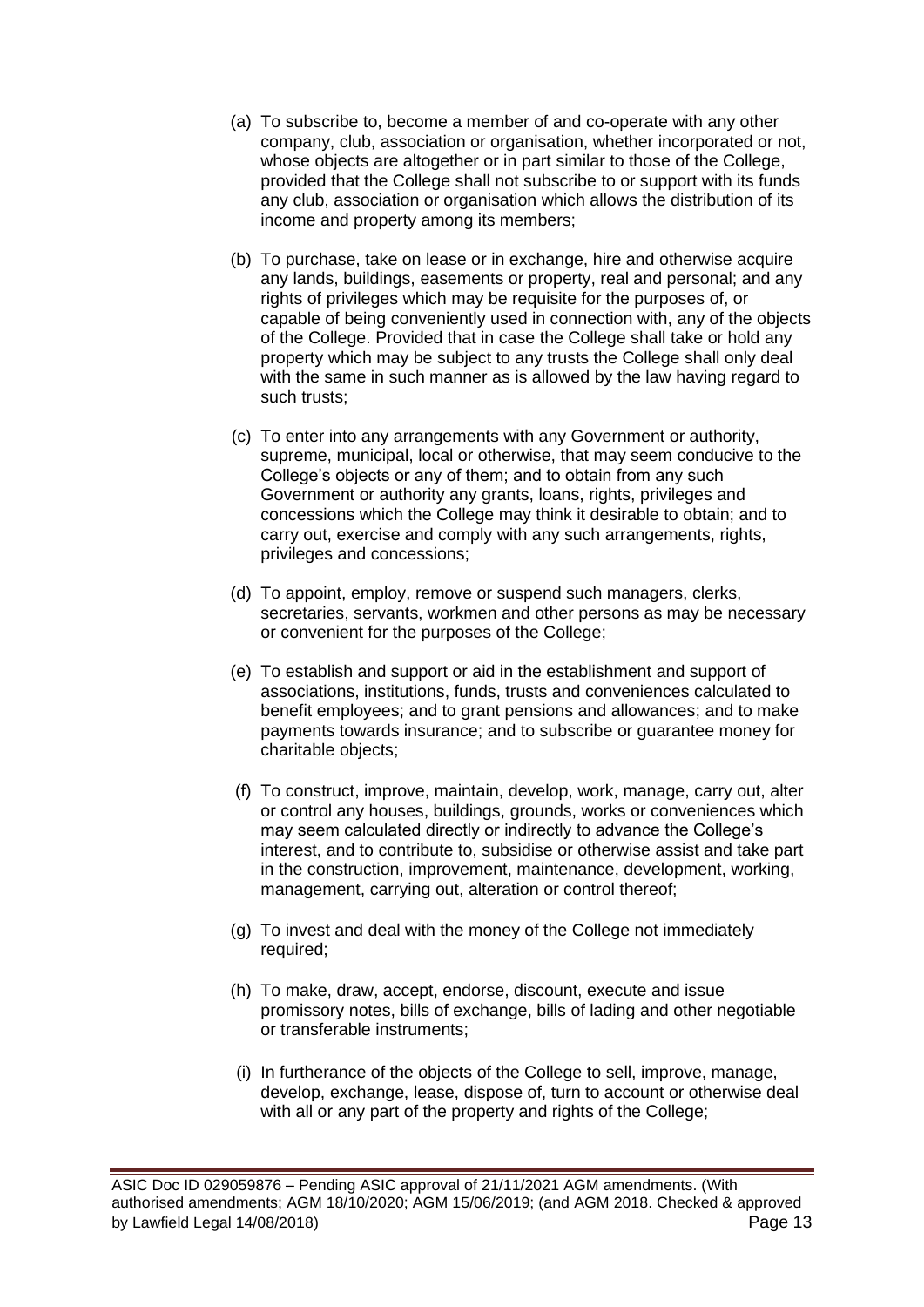(a) To subscribe to, become a member of and co-operate with any other company, club, association or organisation, whether incorporated or not, whose objects are altogether or in part similar to those of the College, provided that the College shall not subscribe to or support with its funds any club, association or organisation which allows the distribution of its income and property among its members;

(b) To purchase, take on lease or in exchange, hire and otherwise acquire any lands, buildings, easements or property, real and personal; and any rights of privileges which may be requisite for the purposes of, or capable of being conveniently used in connection with, any of the objects of the College. Provided that in case the College shall take or hold any property which may be subject to any trusts the College shall only deal with the same in such manner as is allowed by the law having regard to such trusts;

(c) To enter into any arrangements with any Government or authority, supreme, municipal, local or otherwise, that may seem conducive to the College's objects or any of them; and to obtain from any such Government or authority any grants, loans, rights, privileges and concessions which the College may think it desirable to obtain; and to carry out, exercise and comply with any such arrangements, rights, privileges and concessions;

(d) To appoint, employ, remove or suspend such managers, clerks, secretaries, servants, workmen and other persons as may be necessary or convenient for the purposes of the College;

(e) To establish and support or aid in the establishment and support of associations, institutions, funds, trusts and conveniences calculated to benefit employees; and to grant pensions and allowances; and to make payments towards insurance; and to subscribe or guarantee money for charitable objects;

(f) To construct, improve, maintain, develop, work, manage, carry out, alter or control any houses, buildings, grounds, works or conveniences which may seem calculated directly or indirectly to advance the College's interest, and to contribute to, subsidise or otherwise assist and take part in the construction, improvement, maintenance, development, working, management, carrying out, alteration or control thereof;

(g) To invest and deal with the money of the College not immediately required;

(h) To make, draw, accept, endorse, discount, execute and issue promissory notes, bills of exchange, bills of lading and other negotiable or transferable instruments;

(i) In furtherance of the objects of the College to sell, improve, manage, develop, exchange, lease, dispose of, turn to account or otherwise deal with all or any part of the property and rights of the College;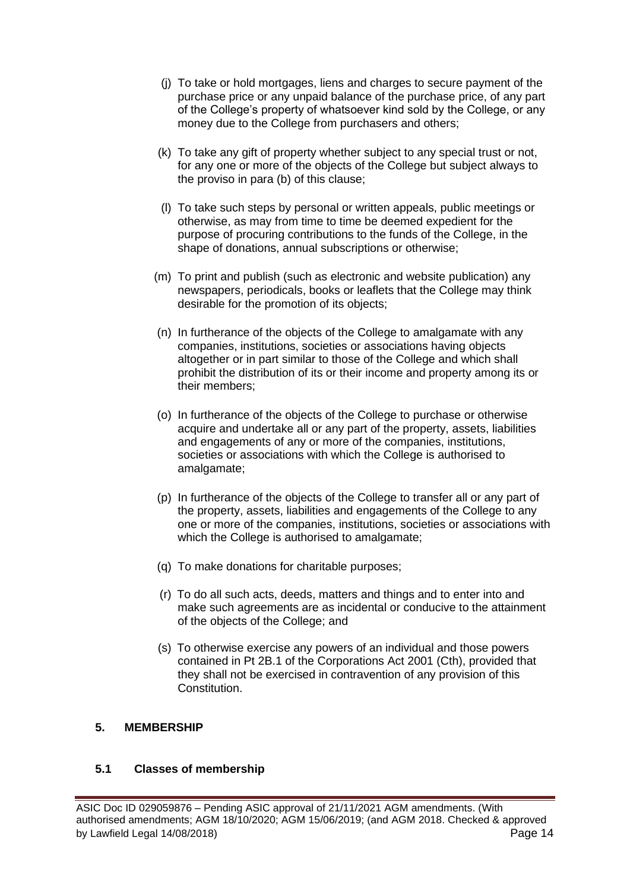(j) To take or hold mortgages, liens and charges to secure payment of the purchase price or any unpaid balance of the purchase price, of any part of the College's property of whatsoever kind sold by the College, or any money due to the College from purchasers and others;

(k) To take any gift of property whether subject to any special trust or not, for any one or more of the objects of the College but subject always to the proviso in para (b) of this clause;

(l) To take such steps by personal or written appeals, public meetings or otherwise, as may from time to time be deemed expedient for the purpose of procuring contributions to the funds of the College, in the shape of donations, annual subscriptions or otherwise;

(m) To print and publish (such as electronic and website publication) any newspapers, periodicals, books or leaflets that the College may think desirable for the promotion of its objects;

(n) In furtherance of the objects of the College to amalgamate with any companies, institutions, societies or associations having objects altogether or in part similar to those of the College and which shall prohibit the distribution of its or their income and property among its or their members;

(o) In furtherance of the objects of the College to purchase or otherwise acquire and undertake all or any part of the property, assets, liabilities and engagements of any or more of the companies, institutions, societies or associations with which the College is authorised to amalgamate;

(p) In furtherance of the objects of the College to transfer all or any part of the property, assets, liabilities and engagements of the College to any one or more of the companies, institutions, societies or associations with which the College is authorised to amalgamate;

(q) To make donations for charitable purposes;

(r) To do all such acts, deeds, matters and things and to enter into and make such agreements are as incidental or conducive to the attainment of the objects of the College; and

(s) To otherwise exercise any powers of an individual and those powers contained in Pt 2B.1 of the Corporations Act 2001 (Cth), provided that they shall not be exercised in contravention of any provision of this Constitution.

## 5. MEMBERSHIP

### 5.1 Classes of membership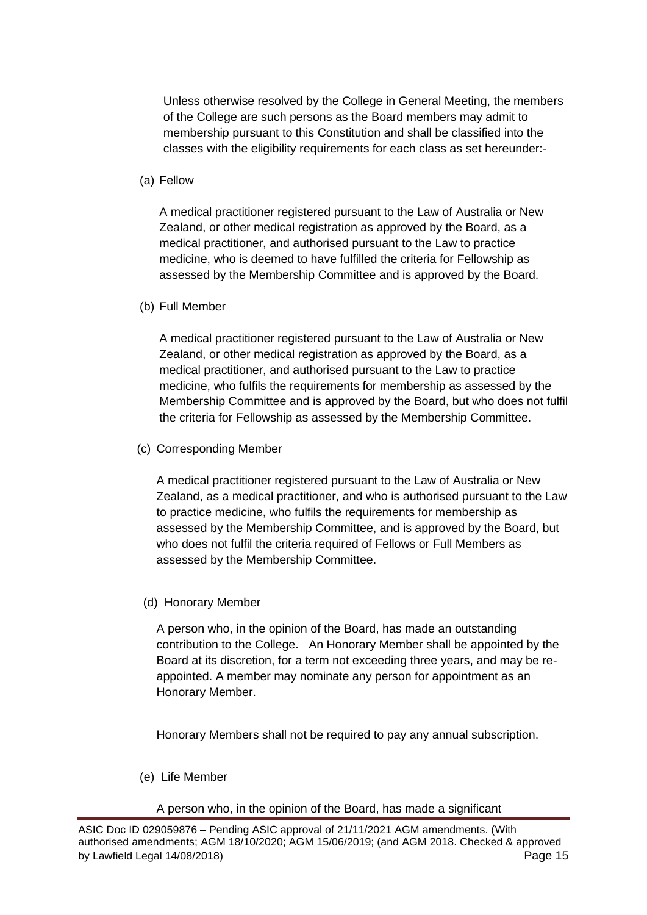Unless otherwise resolved by the College in General Meeting, the members of the College are such persons as the Board members may admit to membership pursuant to this Constitution and shall be classified into the classes with the eligibility requirements for each class as set hereunder:-

(a) Fellow

A medical practitioner registered pursuant to the Law of Australia or New Zealand, or other medical registration as approved by the Board, as a medical practitioner, and authorised pursuant to the Law to practice medicine, who is deemed to have fulfilled the criteria for Fellowship as assessed by the Membership Committee and is approved by the Board.

(b) Full Member

A medical practitioner registered pursuant to the Law of Australia or New Zealand, or other medical registration as approved by the Board, as a medical practitioner, and authorised pursuant to the Law to practice medicine, who fulfils the requirements for membership as assessed by the Membership Committee and is approved by the Board, but who does not fulfil the criteria for Fellowship as assessed by the Membership Committee.

(c) Corresponding Member

A medical practitioner registered pursuant to the Law of Australia or New Zealand, as a medical practitioner, and who is authorised pursuant to the Law to practice medicine, who fulfils the requirements for membership as assessed by the Membership Committee, and is approved by the Board, but who does not fulfil the criteria required of Fellows or Full Members as assessed by the Membership Committee.

(d) Honorary Member

A person who, in the opinion of the Board, has made an outstanding contribution to the College. An Honorary Member shall be appointed by the Board at its discretion, for a term not exceeding three years, and may be re-appointed. A member may nominate any person for appointment as an Honorary Member.

Honorary Members shall not be required to pay any annual subscription.

(e) Life Member

A person who, in the opinion of the Board, has made a significant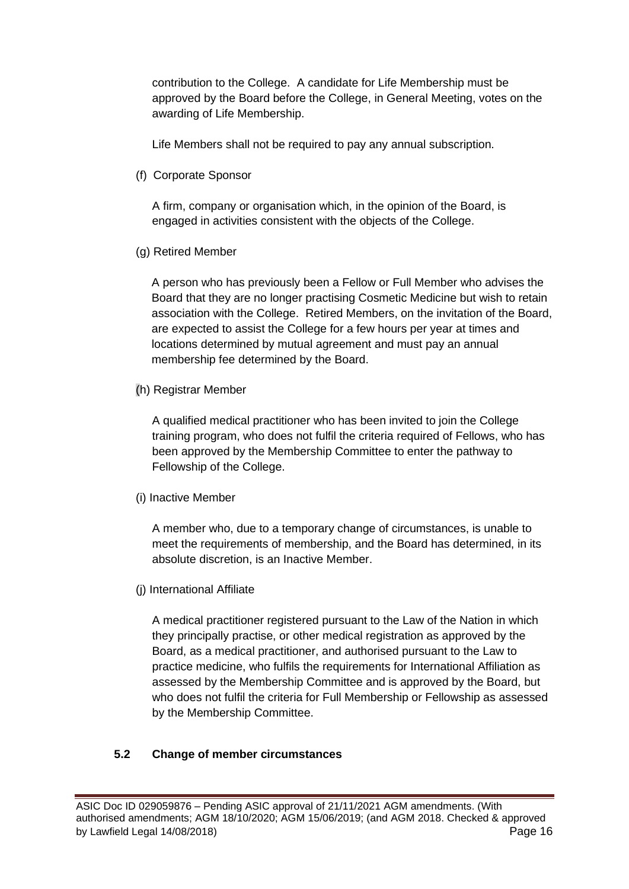contribution to the College. A candidate for Life Membership must be approved by the Board before the College, in General Meeting, votes on the awarding of Life Membership.

Life Members shall not be required to pay any annual subscription.

(f) Corporate Sponsor

A firm, company or organisation which, in the opinion of the Board, is engaged in activities consistent with the objects of the College.

(g) Retired Member

A person who has previously been a Fellow or Full Member who advises the Board that they are no longer practising Cosmetic Medicine but wish to retain association with the College. Retired Members, on the invitation of the Board, are expected to assist the College for a few hours per year at times and locations determined by mutual agreement and must pay an annual membership fee determined by the Board.

(h) Registrar Member

A qualified medical practitioner who has been invited to join the College training program, who does not fulfil the criteria required of Fellows, who has been approved by the Membership Committee to enter the pathway to Fellowship of the College.

(i) Inactive Member

A member who, due to a temporary change of circumstances, is unable to meet the requirements of membership, and the Board has determined, in its absolute discretion, is an Inactive Member.

(j) International Affiliate

A medical practitioner registered pursuant to the Law of the Nation in which they principally practise, or other medical registration as approved by the Board, as a medical practitioner, and authorised pursuant to the Law to practice medicine, who fulfils the requirements for International Affiliation as assessed by the Membership Committee and is approved by the Board, but who does not fulfil the criteria for Full Membership or Fellowship as assessed by the Membership Committee.

### 5.2 Change of member circumstances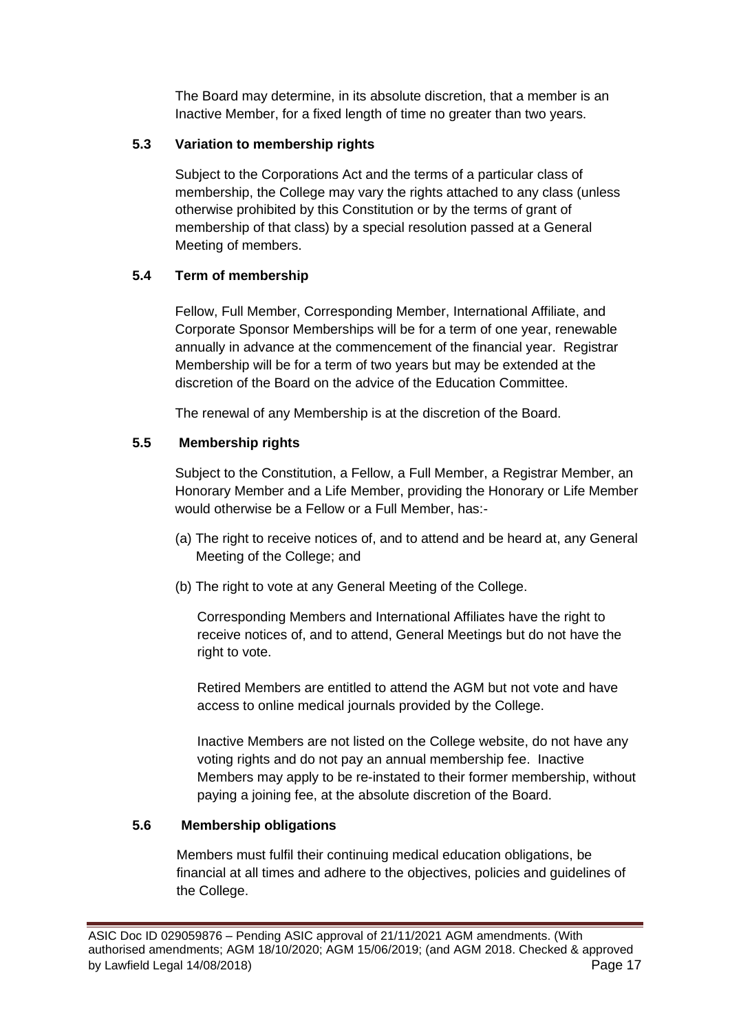The Board may determine, in its absolute discretion, that a member is an Inactive Member, for a fixed length of time no greater than two years.

### 5.3 Variation to membership rights

Subject to the Corporations Act and the terms of a particular class of membership, the College may vary the rights attached to any class (unless otherwise prohibited by this Constitution or by the terms of grant of membership of that class) by a special resolution passed at a General Meeting of members.

### 5.4 Term of membership

Fellow, Full Member, Corresponding Member, International Affiliate, and Corporate Sponsor Memberships will be for a term of one year, renewable annually in advance at the commencement of the financial year. Registrar Membership will be for a term of two years but may be extended at the discretion of the Board on the advice of the Education Committee.

The renewal of any Membership is at the discretion of the Board.

### 5.5 Membership rights

Subject to the Constitution, a Fellow, a Full Member, a Registrar Member, an Honorary Member and a Life Member, providing the Honorary or Life Member would otherwise be a Fellow or a Full Member, has:-

(a) The right to receive notices of, and to attend and be heard at, any General Meeting of the College; and

(b) The right to vote at any General Meeting of the College.

Corresponding Members and International Affiliates have the right to receive notices of, and to attend, General Meetings but do not have the right to vote.

Retired Members are entitled to attend the AGM but not vote and have access to online medical journals provided by the College.

Inactive Members are not listed on the College website, do not have any voting rights and do not pay an annual membership fee. Inactive Members may apply to be re-instated to their former membership, without paying a joining fee, at the absolute discretion of the Board.

### 5.6 Membership obligations

Members must fulfil their continuing medical education obligations, be financial at all times and adhere to the objectives, policies and guidelines of the College.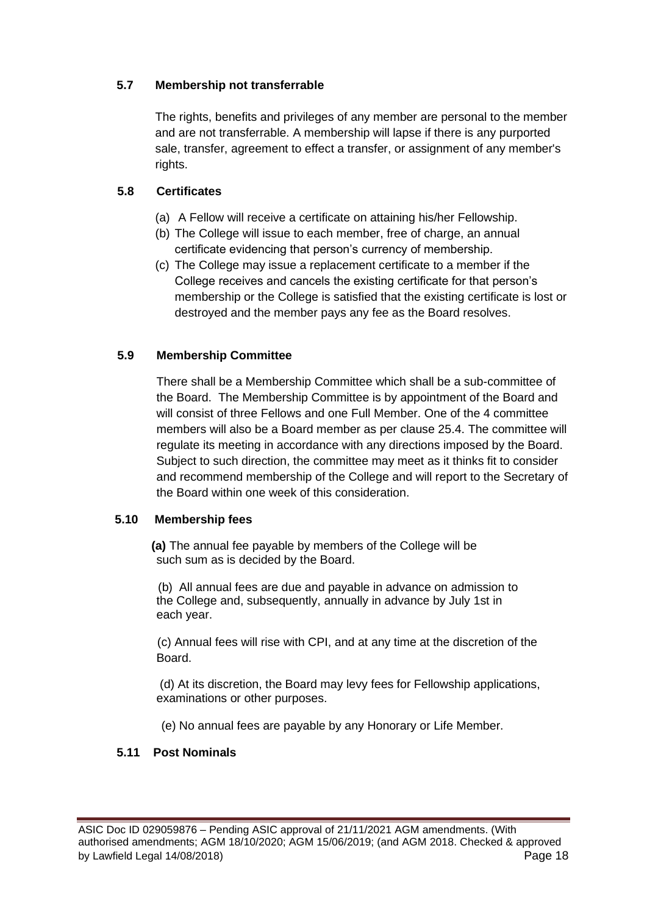### 5.7 Membership not transferrable

The rights, benefits and privileges of any member are personal to the member and are not transferrable. A membership will lapse if there is any purported sale, transfer, agreement to effect a transfer, or assignment of any member's rights.

### 5.8 Certificates

(a) A Fellow will receive a certificate on attaining his/her Fellowship.

(b) The College will issue to each member, free of charge, an annual certificate evidencing that person's currency of membership.

(c) The College may issue a replacement certificate to a member if the College receives and cancels the existing certificate for that person's membership or the College is satisfied that the existing certificate is lost or destroyed and the member pays any fee as the Board resolves.

### 5.9 Membership Committee

There shall be a Membership Committee which shall be a sub-committee of the Board. The Membership Committee is by appointment of the Board and will consist of three Fellows and one Full Member. One of the 4 committee members will also be a Board member as per clause 25.4. The committee will regulate its meeting in accordance with any directions imposed by the Board. Subject to such direction, the committee may meet as it thinks fit to consider and recommend membership of the College and will report to the Secretary of the Board within one week of this consideration.

### 5.10 Membership fees

**(a)** The annual fee payable by members of the College will be such sum as is decided by the Board.

(b) All annual fees are due and payable in advance on admission to the College and, subsequently, annually in advance by July 1st in each year.

(c) Annual fees will rise with CPI, and at any time at the discretion of the Board.

(d) At its discretion, the Board may levy fees for Fellowship applications, examinations or other purposes.

(e) No annual fees are payable by any Honorary or Life Member.

### 5.11 Post Nominals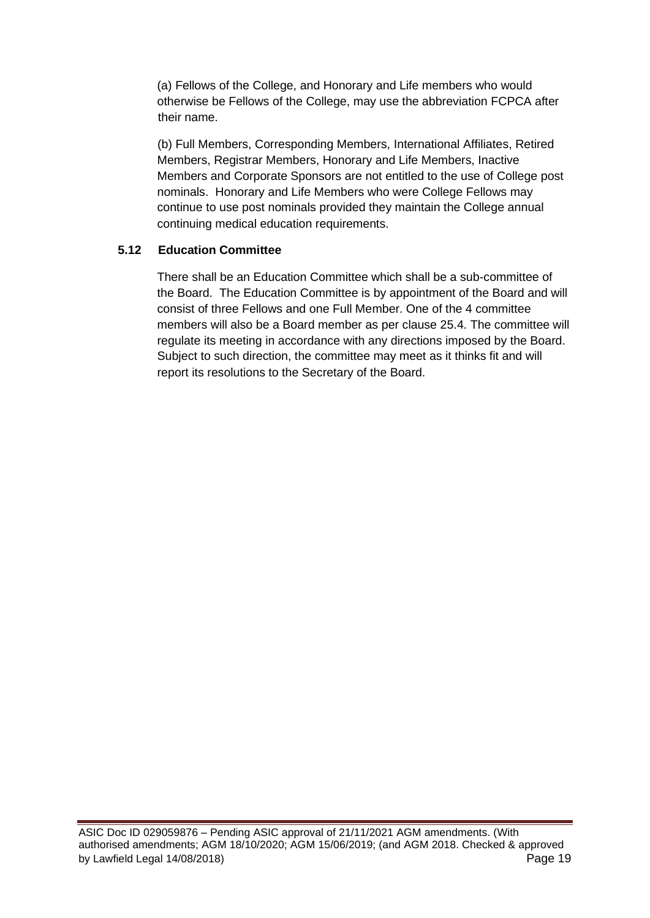(a) Fellows of the College, and Honorary and Life members who would otherwise be Fellows of the College, may use the abbreviation FCPCA after their name.

(b) Full Members, Corresponding Members, International Affiliates, Retired Members, Registrar Members, Honorary and Life Members, Inactive Members and Corporate Sponsors are not entitled to the use of College post nominals. Honorary and Life Members who were College Fellows may continue to use post nominals provided they maintain the College annual continuing medical education requirements.

### 5.12 Education Committee

There shall be an Education Committee which shall be a sub-committee of the Board. The Education Committee is by appointment of the Board and will consist of three Fellows and one Full Member. One of the 4 committee members will also be a Board member as per clause 25.4. The committee will regulate its meeting in accordance with any directions imposed by the Board. Subject to such direction, the committee may meet as it thinks fit and will report its resolutions to the Secretary of the Board.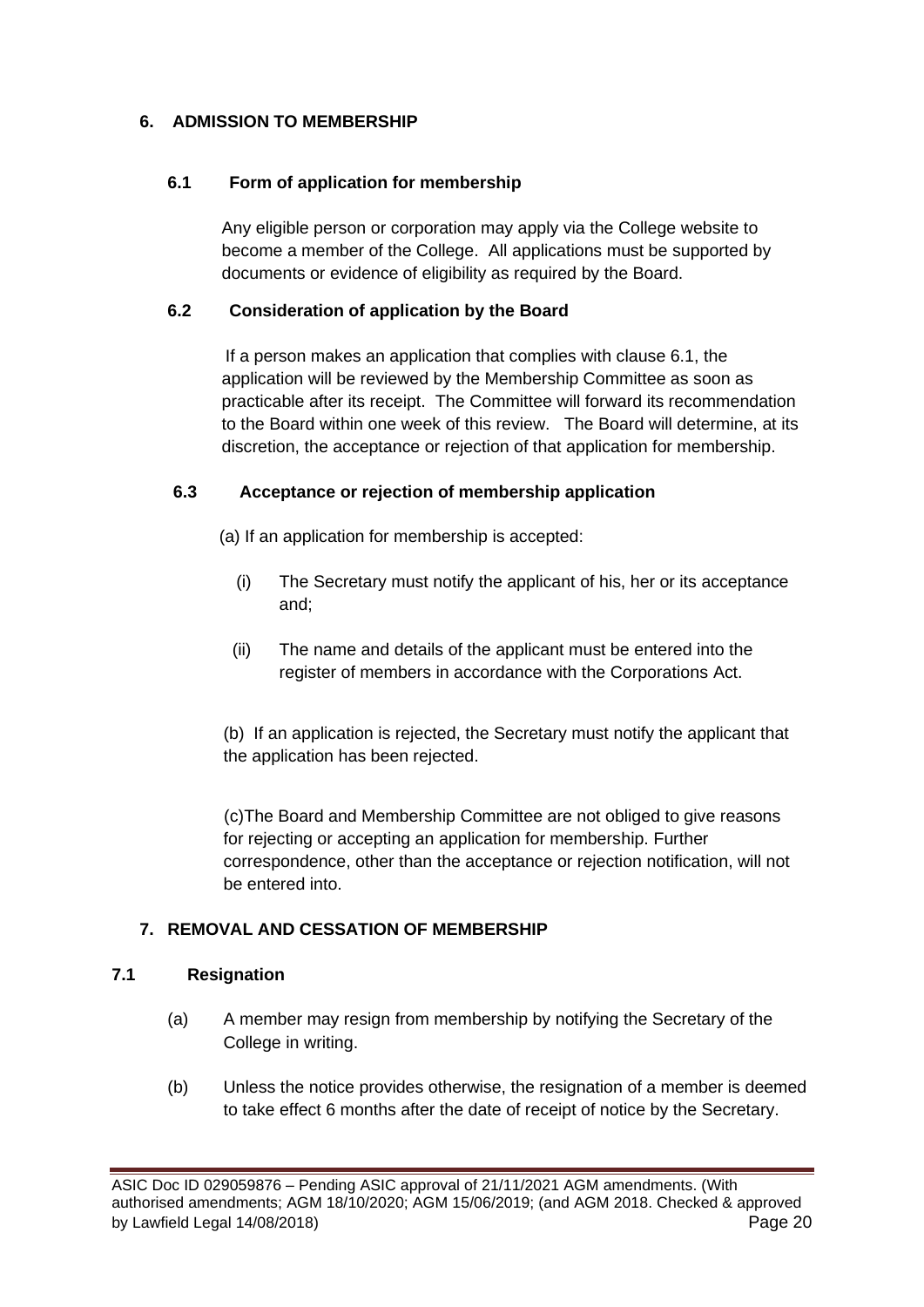## 6. ADMISSION TO MEMBERSHIP

### 6.1 Form of application for membership

Any eligible person or corporation may apply via the College website to become a member of the College. All applications must be supported by documents or evidence of eligibility as required by the Board.

### 6.2 Consideration of application by the Board

If a person makes an application that complies with clause 6.1, the application will be reviewed by the Membership Committee as soon as practicable after its receipt. The Committee will forward its recommendation to the Board within one week of this review. The Board will determine, at its discretion, the acceptance or rejection of that application for membership.

### 6.3 Acceptance or rejection of membership application

(a) If an application for membership is accepted:

- (i) The Secretary must notify the applicant of his, her or its acceptance and;
- (ii) The name and details of the applicant must be entered into the register of members in accordance with the Corporations Act.

(b) If an application is rejected, the Secretary must notify the applicant that the application has been rejected.

(c)The Board and Membership Committee are not obliged to give reasons for rejecting or accepting an application for membership. Further correspondence, other than the acceptance or rejection notification, will not be entered into.

## 7. REMOVAL AND CESSATION OF MEMBERSHIP

### 7.1 Resignation

(a) A member may resign from membership by notifying the Secretary of the College in writing.

(b) Unless the notice provides otherwise, the resignation of a member is deemed to take effect 6 months after the date of receipt of notice by the Secretary.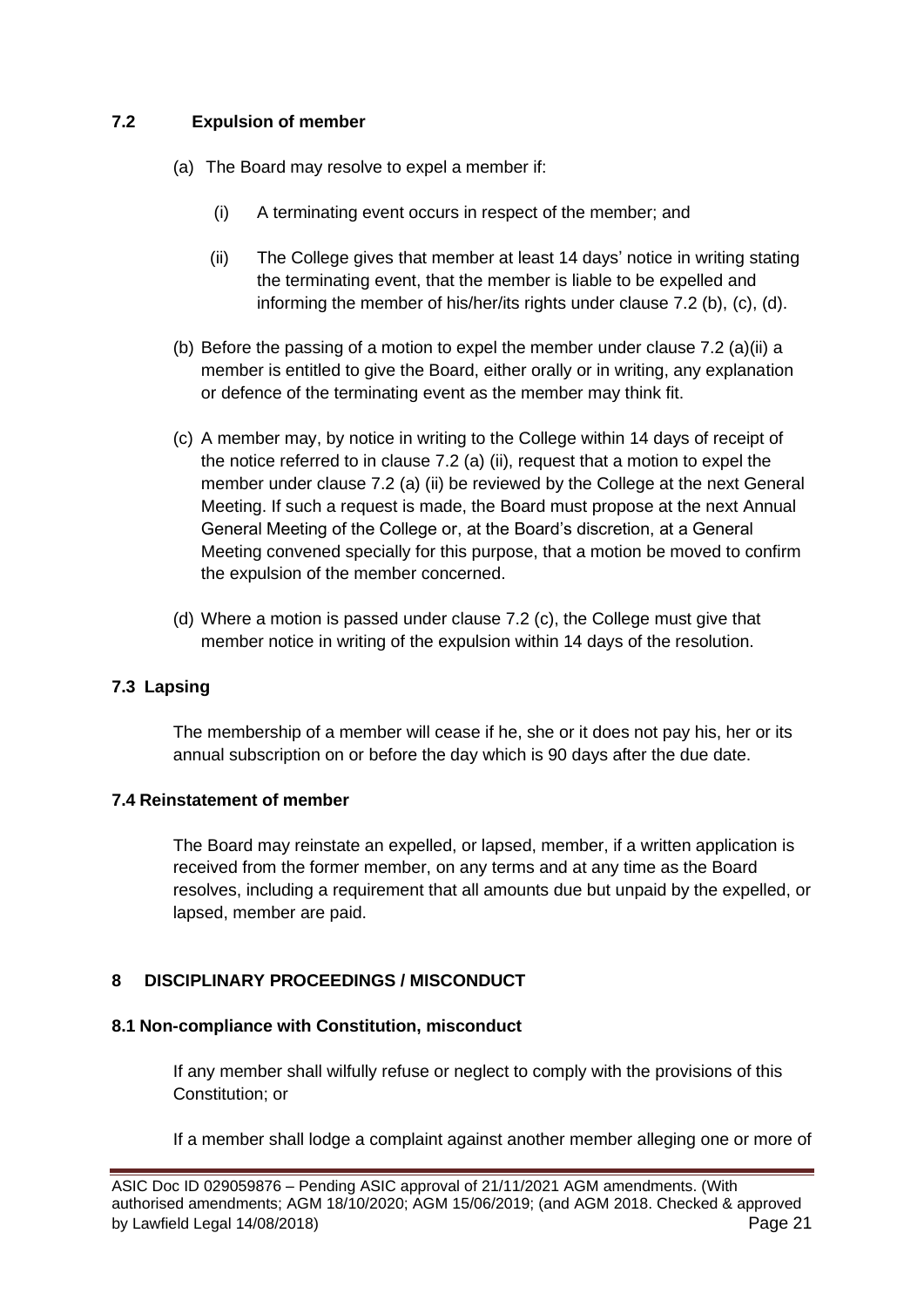### 7.2 Expulsion of member

(a) The Board may resolve to expel a member if:

   (i) A terminating event occurs in respect of the member; and

   (ii) The College gives that member at least 14 days' notice in writing stating the terminating event, that the member is liable to be expelled and informing the member of his/her/its rights under clause 7.2 (b), (c), (d).

(b) Before the passing of a motion to expel the member under clause 7.2 (a)(ii) a member is entitled to give the Board, either orally or in writing, any explanation or defence of the terminating event as the member may think fit.

(c) A member may, by notice in writing to the College within 14 days of receipt of the notice referred to in clause 7.2 (a) (ii), request that a motion to expel the member under clause 7.2 (a) (ii) be reviewed by the College at the next General Meeting. If such a request is made, the Board must propose at the next Annual General Meeting of the College or, at the Board's discretion, at a General Meeting convened specially for this purpose, that a motion be moved to confirm the expulsion of the member concerned.

(d) Where a motion is passed under clause 7.2 (c), the College must give that member notice in writing of the expulsion within 14 days of the resolution.

### 7.3 Lapsing

The membership of a member will cease if he, she or it does not pay his, her or its annual subscription on or before the day which is 90 days after the due date.

### 7.4 Reinstatement of member

The Board may reinstate an expelled, or lapsed, member, if a written application is received from the former member, on any terms and at any time as the Board resolves, including a requirement that all amounts due but unpaid by the expelled, or lapsed, member are paid.

## 8 DISCIPLINARY PROCEEDINGS / MISCONDUCT

### 8.1 Non-compliance with Constitution, misconduct

If any member shall wilfully refuse or neglect to comply with the provisions of this Constitution; or

If a member shall lodge a complaint against another member alleging one or more of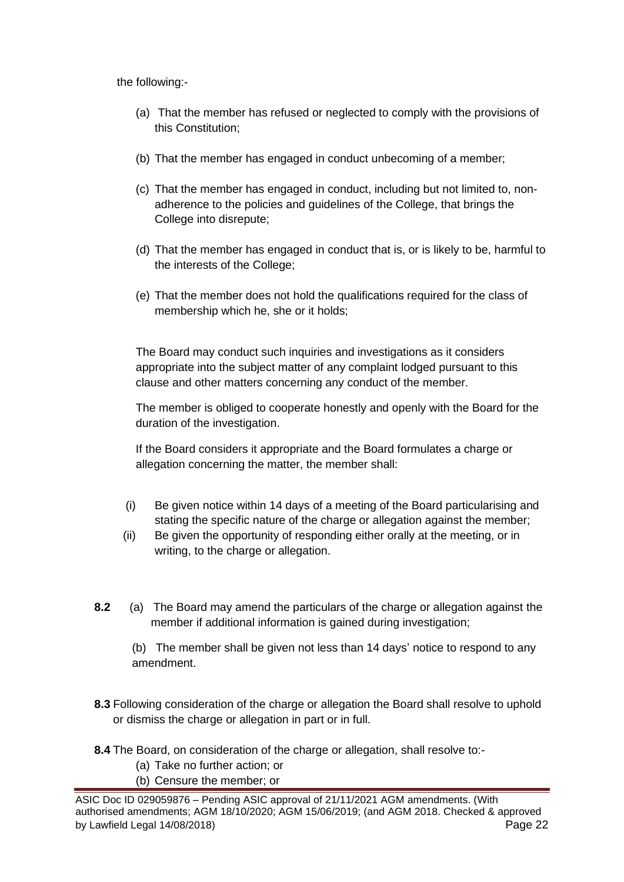the following:-

(a) That the member has refused or neglected to comply with the provisions of this Constitution;

(b) That the member has engaged in conduct unbecoming of a member;

(c) That the member has engaged in conduct, including but not limited to, non-adherence to the policies and guidelines of the College, that brings the College into disrepute;

(d) That the member has engaged in conduct that is, or is likely to be, harmful to the interests of the College;

(e) That the member does not hold the qualifications required for the class of membership which he, she or it holds;

The Board may conduct such inquiries and investigations as it considers appropriate into the subject matter of any complaint lodged pursuant to this clause and other matters concerning any conduct of the member.

The member is obliged to cooperate honestly and openly with the Board for the duration of the investigation.

If the Board considers it appropriate and the Board formulates a charge or allegation concerning the matter, the member shall:

(i) Be given notice within 14 days of a meeting of the Board particularising and stating the specific nature of the charge or allegation against the member;

(ii) Be given the opportunity of responding either orally at the meeting, or in writing, to the charge or allegation.

**8.2** (a) The Board may amend the particulars of the charge or allegation against the member if additional information is gained during investigation;

(b) The member shall be given not less than 14 days' notice to respond to any amendment.

**8.3** Following consideration of the charge or allegation the Board shall resolve to uphold or dismiss the charge or allegation in part or in full.

**8.4** The Board, on consideration of the charge or allegation, shall resolve to:-

(a) Take no further action; or

(b) Censure the member; or

ASIC Doc ID 029059876 – Pending ASIC approval of 21/11/2021 AGM amendments. (With authorised amendments; AGM 18/10/2020; AGM 15/06/2019; (and AGM 2018. Checked & approved by Lawfield Legal 14/08/2018)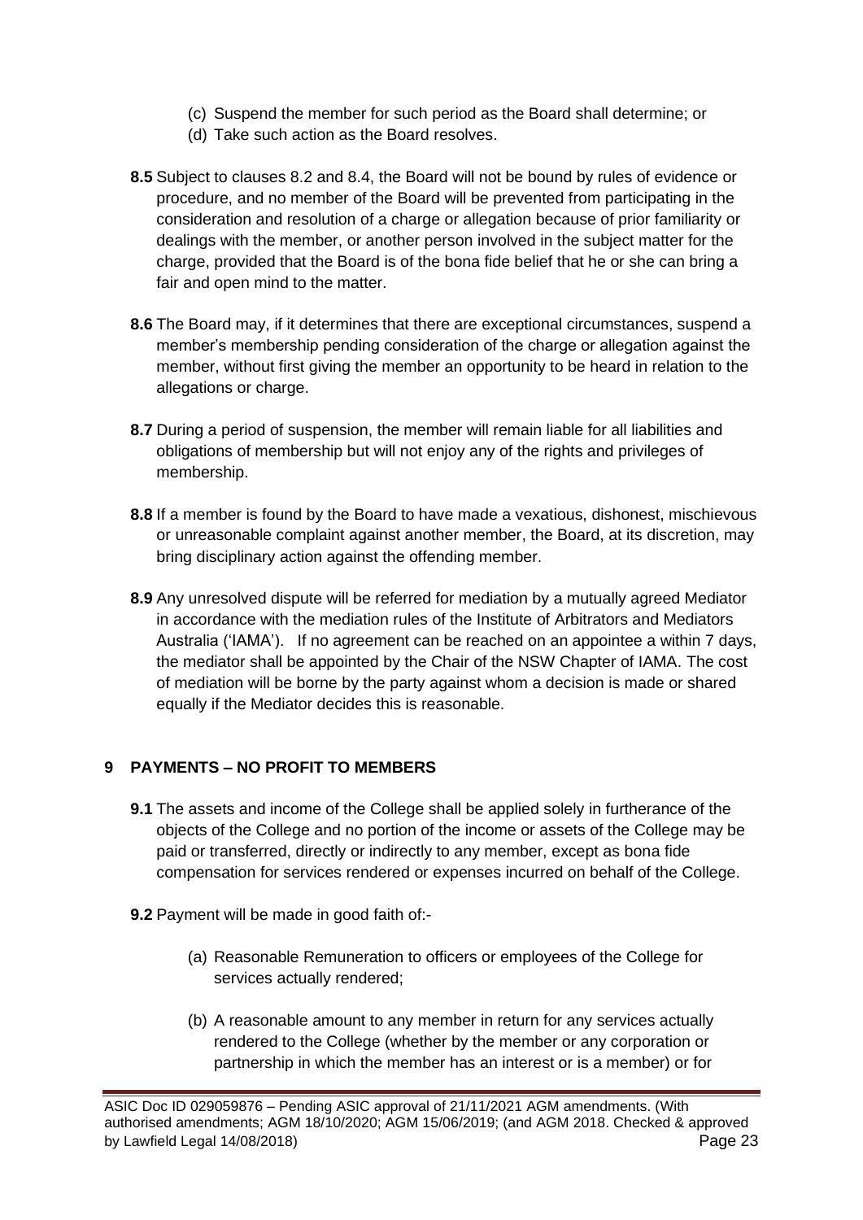(c) Suspend the member for such period as the Board shall determine; or

(d) Take such action as the Board resolves.

**8.5** Subject to clauses 8.2 and 8.4, the Board will not be bound by rules of evidence or procedure, and no member of the Board will be prevented from participating in the consideration and resolution of a charge or allegation because of prior familiarity or dealings with the member, or another person involved in the subject matter for the charge, provided that the Board is of the bona fide belief that he or she can bring a fair and open mind to the matter.

**8.6** The Board may, if it determines that there are exceptional circumstances, suspend a member's membership pending consideration of the charge or allegation against the member, without first giving the member an opportunity to be heard in relation to the allegations or charge.

**8.7** During a period of suspension, the member will remain liable for all liabilities and obligations of membership but will not enjoy any of the rights and privileges of membership.

**8.8** If a member is found by the Board to have made a vexatious, dishonest, mischievous or unreasonable complaint against another member, the Board, at its discretion, may bring disciplinary action against the offending member.

**8.9** Any unresolved dispute will be referred for mediation by a mutually agreed Mediator in accordance with the mediation rules of the Institute of Arbitrators and Mediators Australia ('IAMA'). If no agreement can be reached on an appointee a within 7 days, the mediator shall be appointed by the Chair of the NSW Chapter of IAMA. The cost of mediation will be borne by the party against whom a decision is made or shared equally if the Mediator decides this is reasonable.

## 9 PAYMENTS – NO PROFIT TO MEMBERS

**9.1** The assets and income of the College shall be applied solely in furtherance of the objects of the College and no portion of the income or assets of the College may be paid or transferred, directly or indirectly to any member, except as bona fide compensation for services rendered or expenses incurred on behalf of the College.

**9.2** Payment will be made in good faith of:-

(a) Reasonable Remuneration to officers or employees of the College for services actually rendered;

(b) A reasonable amount to any member in return for any services actually rendered to the College (whether by the member or any corporation or partnership in which the member has an interest or is a member) or for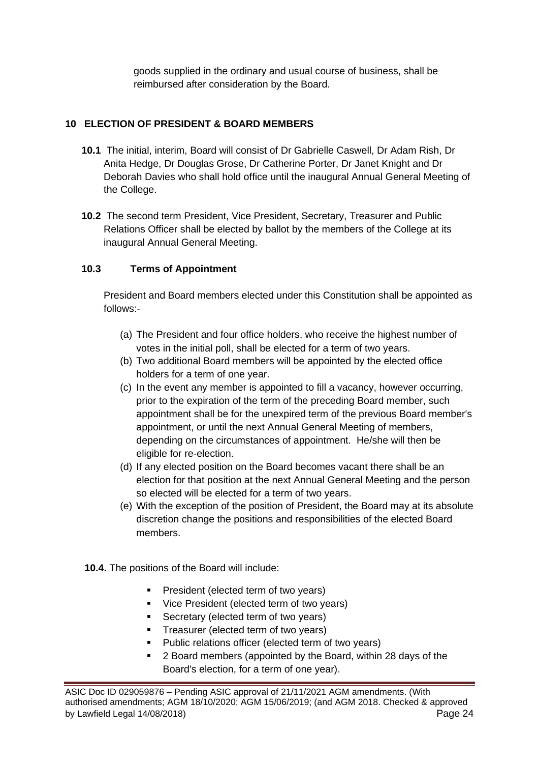goods supplied in the ordinary and usual course of business, shall be reimbursed after consideration by the Board.

## 10 ELECTION OF PRESIDENT & BOARD MEMBERS

**10.1** The initial, interim, Board will consist of Dr Gabrielle Caswell, Dr Adam Rish, Dr Anita Hedge, Dr Douglas Grose, Dr Catherine Porter, Dr Janet Knight and Dr Deborah Davies who shall hold office until the inaugural Annual General Meeting of the College.

**10.2** The second term President, Vice President, Secretary, Treasurer and Public Relations Officer shall be elected by ballot by the members of the College at its inaugural Annual General Meeting.

### 10.3 Terms of Appointment

President and Board members elected under this Constitution shall be appointed as follows:-

(a) The President and four office holders, who receive the highest number of votes in the initial poll, shall be elected for a term of two years.

(b) Two additional Board members will be appointed by the elected office holders for a term of one year.

(c) In the event any member is appointed to fill a vacancy, however occurring, prior to the expiration of the term of the preceding Board member, such appointment shall be for the unexpired term of the previous Board member's appointment, or until the next Annual General Meeting of members, depending on the circumstances of appointment. He/she will then be eligible for re-election.

(d) If any elected position on the Board becomes vacant there shall be an election for that position at the next Annual General Meeting and the person so elected will be elected for a term of two years.

(e) With the exception of the position of President, the Board may at its absolute discretion change the positions and responsibilities of the elected Board members.

**10.4.** The positions of the Board will include:

- President (elected term of two years)
- Vice President (elected term of two years)
- Secretary (elected term of two years)
- Treasurer (elected term of two years)
- Public relations officer (elected term of two years)
- 2 Board members (appointed by the Board, within 28 days of the Board's election, for a term of one year).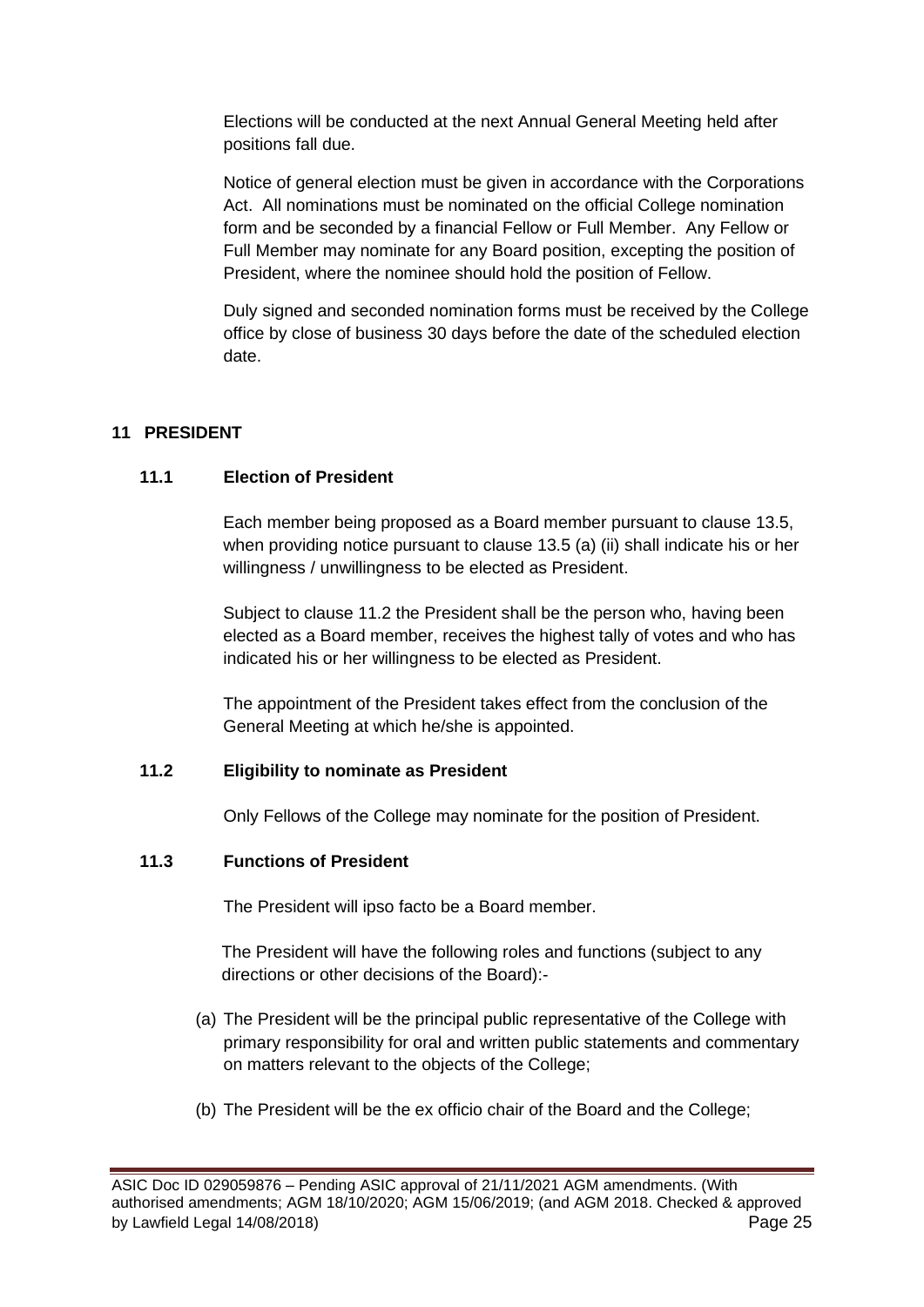Elections will be conducted at the next Annual General Meeting held after positions fall due.

Notice of general election must be given in accordance with the Corporations Act. All nominations must be nominated on the official College nomination form and be seconded by a financial Fellow or Full Member. Any Fellow or Full Member may nominate for any Board position, excepting the position of President, where the nominee should hold the position of Fellow.

Duly signed and seconded nomination forms must be received by the College office by close of business 30 days before the date of the scheduled election date.

## 11 PRESIDENT

### 11.1 Election of President

Each member being proposed as a Board member pursuant to clause 13.5, when providing notice pursuant to clause 13.5 (a) (ii) shall indicate his or her willingness / unwillingness to be elected as President.

Subject to clause 11.2 the President shall be the person who, having been elected as a Board member, receives the highest tally of votes and who has indicated his or her willingness to be elected as President.

The appointment of the President takes effect from the conclusion of the General Meeting at which he/she is appointed.

### 11.2 Eligibility to nominate as President

Only Fellows of the College may nominate for the position of President.

### 11.3 Functions of President

The President will ipso facto be a Board member.

The President will have the following roles and functions (subject to any directions or other decisions of the Board):-

(a) The President will be the principal public representative of the College with primary responsibility for oral and written public statements and commentary on matters relevant to the objects of the College;

(b) The President will be the ex officio chair of the Board and the College;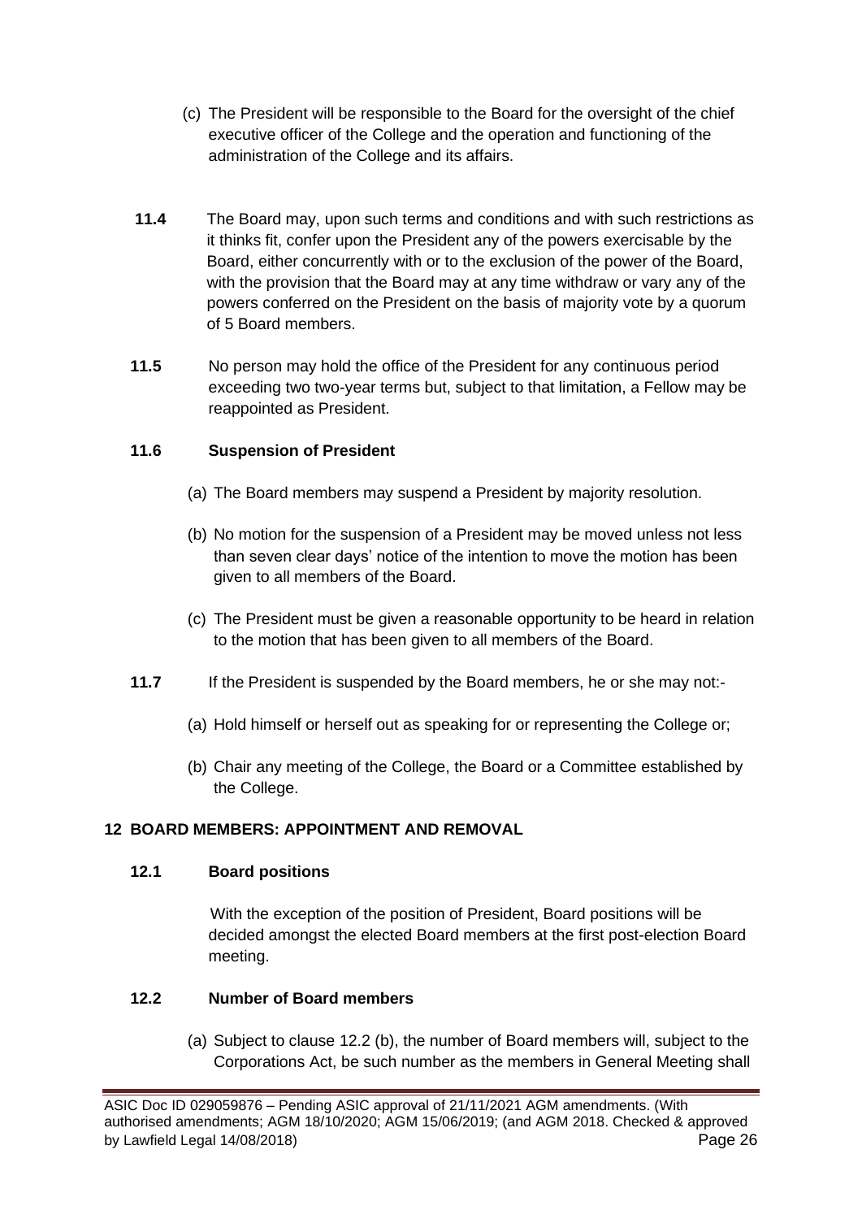(c) The President will be responsible to the Board for the oversight of the chief executive officer of the College and the operation and functioning of the administration of the College and its affairs.

**11.4** The Board may, upon such terms and conditions and with such restrictions as it thinks fit, confer upon the President any of the powers exercisable by the Board, either concurrently with or to the exclusion of the power of the Board, with the provision that the Board may at any time withdraw or vary any of the powers conferred on the President on the basis of majority vote by a quorum of 5 Board members.

**11.5** No person may hold the office of the President for any continuous period exceeding two two-year terms but, subject to that limitation, a Fellow may be reappointed as President.

**11.6 Suspension of President**

(a) The Board members may suspend a President by majority resolution.

(b) No motion for the suspension of a President may be moved unless not less than seven clear days' notice of the intention to move the motion has been given to all members of the Board.

(c) The President must be given a reasonable opportunity to be heard in relation to the motion that has been given to all members of the Board.

**11.7** If the President is suspended by the Board members, he or she may not:-

(a) Hold himself or herself out as speaking for or representing the College or;

(b) Chair any meeting of the College, the Board or a Committee established by the College.

## 12 BOARD MEMBERS: APPOINTMENT AND REMOVAL

**12.1 Board positions**

With the exception of the position of President, Board positions will be decided amongst the elected Board members at the first post-election Board meeting.

**12.2 Number of Board members**

(a) Subject to clause 12.2 (b), the number of Board members will, subject to the Corporations Act, be such number as the members in General Meeting shall

ASIC Doc ID 029059876 – Pending ASIC approval of 21/11/2021 AGM amendments. (With authorised amendments; AGM 18/10/2020; AGM 15/06/2019; (and AGM 2018. Checked & approved by Lawfield Legal 14/08/2018)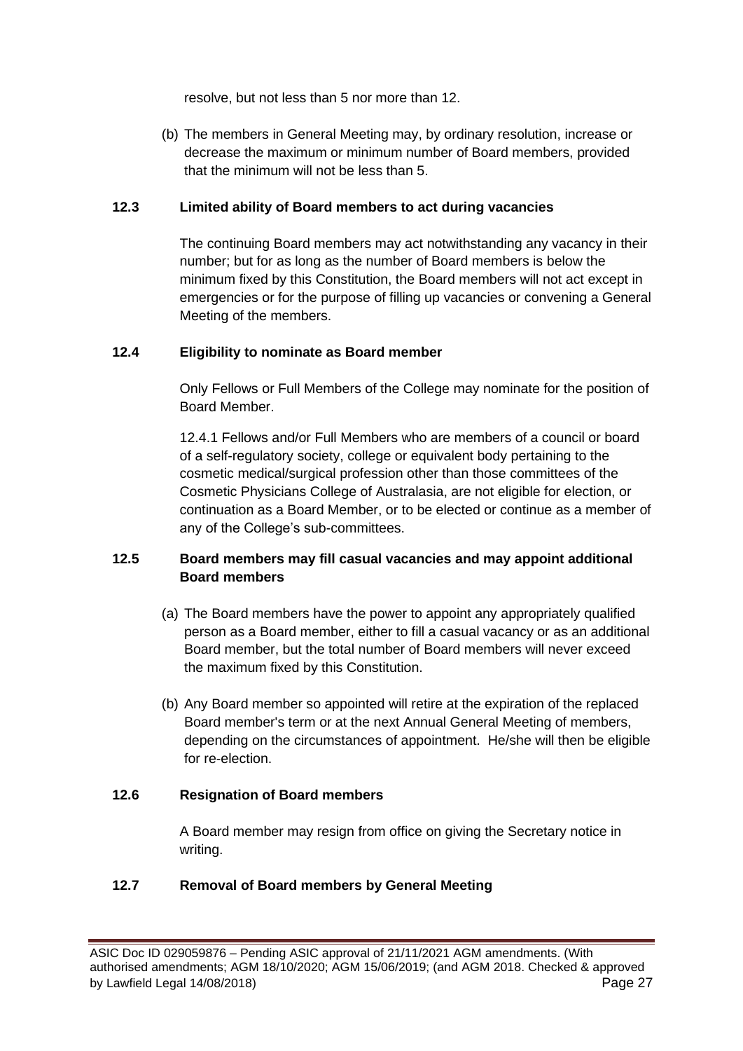resolve, but not less than 5 nor more than 12.

(b) The members in General Meeting may, by ordinary resolution, increase or decrease the maximum or minimum number of Board members, provided that the minimum will not be less than 5.

### 12.3 Limited ability of Board members to act during vacancies

The continuing Board members may act notwithstanding any vacancy in their number; but for as long as the number of Board members is below the minimum fixed by this Constitution, the Board members will not act except in emergencies or for the purpose of filling up vacancies or convening a General Meeting of the members.

### 12.4 Eligibility to nominate as Board member

Only Fellows or Full Members of the College may nominate for the position of Board Member.

12.4.1 Fellows and/or Full Members who are members of a council or board of a self-regulatory society, college or equivalent body pertaining to the cosmetic medical/surgical profession other than those committees of the Cosmetic Physicians College of Australasia, are not eligible for election, or continuation as a Board Member, or to be elected or continue as a member of any of the College's sub-committees.

### 12.5 Board members may fill casual vacancies and may appoint additional Board members

(a) The Board members have the power to appoint any appropriately qualified person as a Board member, either to fill a casual vacancy or as an additional Board member, but the total number of Board members will never exceed the maximum fixed by this Constitution.

(b) Any Board member so appointed will retire at the expiration of the replaced Board member's term or at the next Annual General Meeting of members, depending on the circumstances of appointment. He/she will then be eligible for re-election.

### 12.6 Resignation of Board members

A Board member may resign from office on giving the Secretary notice in writing.

### 12.7 Removal of Board members by General Meeting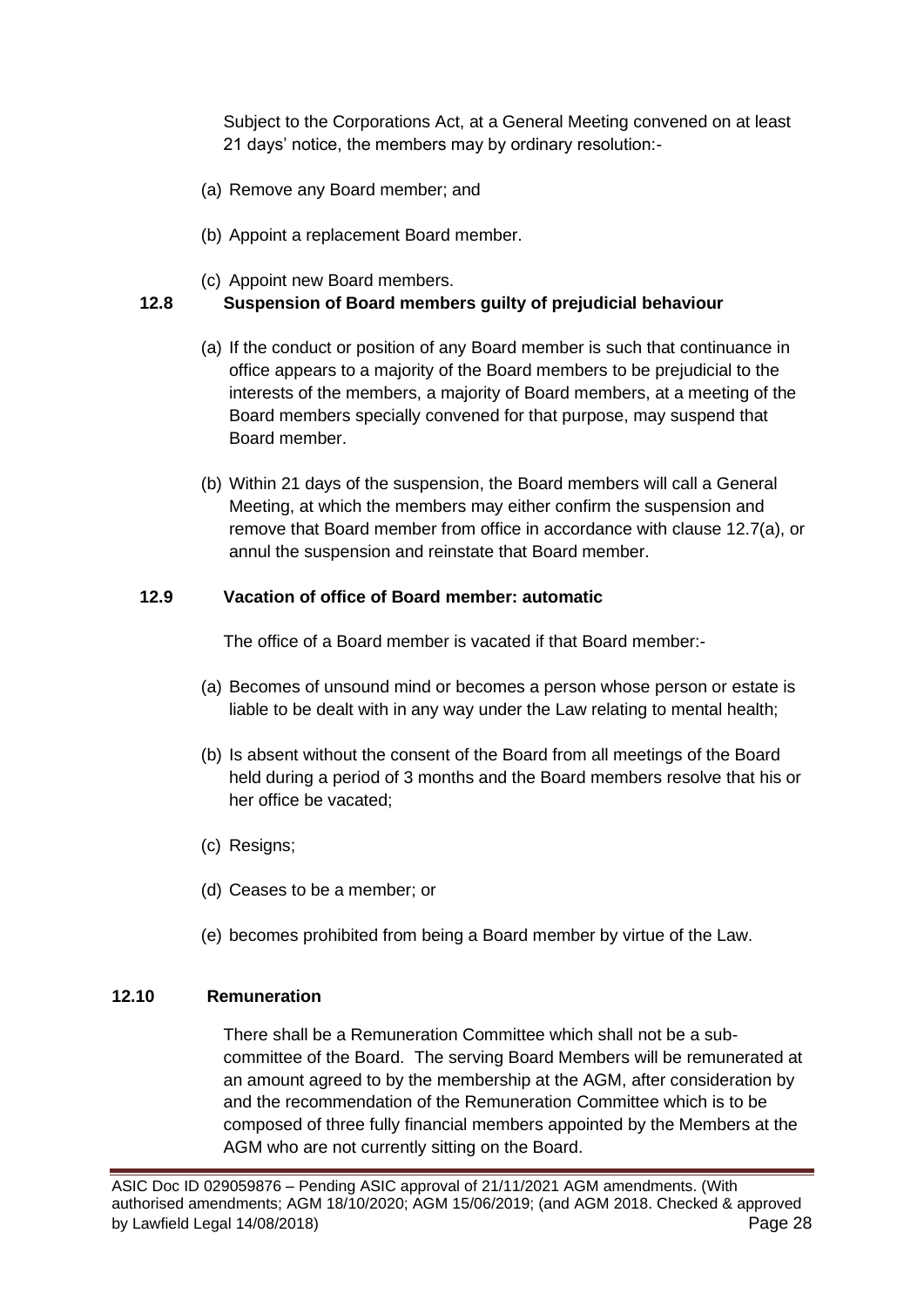Subject to the Corporations Act, at a General Meeting convened on at least 21 days' notice, the members may by ordinary resolution:-

(a) Remove any Board member; and

(b) Appoint a replacement Board member.

(c) Appoint new Board members.

### 12.8 Suspension of Board members guilty of prejudicial behaviour

(a) If the conduct or position of any Board member is such that continuance in office appears to a majority of the Board members to be prejudicial to the interests of the members, a majority of Board members, at a meeting of the Board members specially convened for that purpose, may suspend that Board member.

(b) Within 21 days of the suspension, the Board members will call a General Meeting, at which the members may either confirm the suspension and remove that Board member from office in accordance with clause 12.7(a), or annul the suspension and reinstate that Board member.

### 12.9 Vacation of office of Board member: automatic

The office of a Board member is vacated if that Board member:-

(a) Becomes of unsound mind or becomes a person whose person or estate is liable to be dealt with in any way under the Law relating to mental health;

(b) Is absent without the consent of the Board from all meetings of the Board held during a period of 3 months and the Board members resolve that his or her office be vacated;

(c) Resigns;

(d) Ceases to be a member; or

(e) becomes prohibited from being a Board member by virtue of the Law.

### 12.10 Remuneration

There shall be a Remuneration Committee which shall not be a sub-committee of the Board. The serving Board Members will be remunerated at an amount agreed to by the membership at the AGM, after consideration by and the recommendation of the Remuneration Committee which is to be composed of three fully financial members appointed by the Members at the AGM who are not currently sitting on the Board.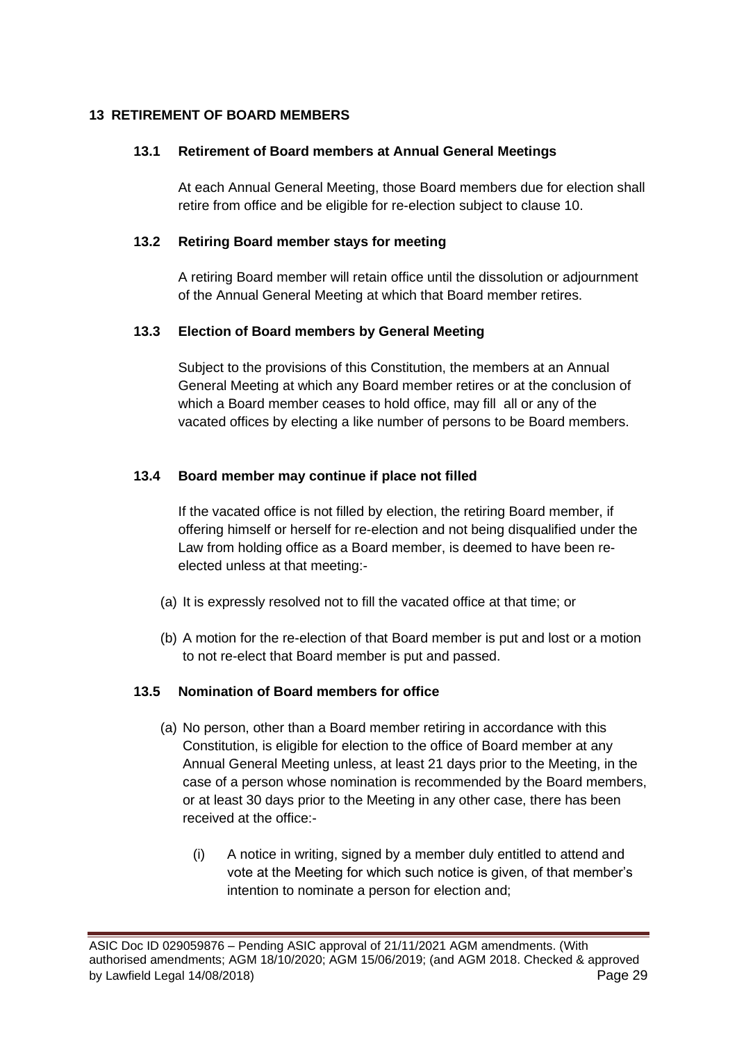## 13 RETIREMENT OF BOARD MEMBERS

### 13.1 Retirement of Board members at Annual General Meetings

At each Annual General Meeting, those Board members due for election shall retire from office and be eligible for re-election subject to clause 10.

### 13.2 Retiring Board member stays for meeting

A retiring Board member will retain office until the dissolution or adjournment of the Annual General Meeting at which that Board member retires.

### 13.3 Election of Board members by General Meeting

Subject to the provisions of this Constitution, the members at an Annual General Meeting at which any Board member retires or at the conclusion of which a Board member ceases to hold office, may fill all or any of the vacated offices by electing a like number of persons to be Board members.

### 13.4 Board member may continue if place not filled

If the vacated office is not filled by election, the retiring Board member, if offering himself or herself for re-election and not being disqualified under the Law from holding office as a Board member, is deemed to have been re-elected unless at that meeting:-

(a) It is expressly resolved not to fill the vacated office at that time; or

(b) A motion for the re-election of that Board member is put and lost or a motion to not re-elect that Board member is put and passed.

### 13.5 Nomination of Board members for office

(a) No person, other than a Board member retiring in accordance with this Constitution, is eligible for election to the office of Board member at any Annual General Meeting unless, at least 21 days prior to the Meeting, in the case of a person whose nomination is recommended by the Board members, or at least 30 days prior to the Meeting in any other case, there has been received at the office:-

(i) A notice in writing, signed by a member duly entitled to attend and vote at the Meeting for which such notice is given, of that member's intention to nominate a person for election and;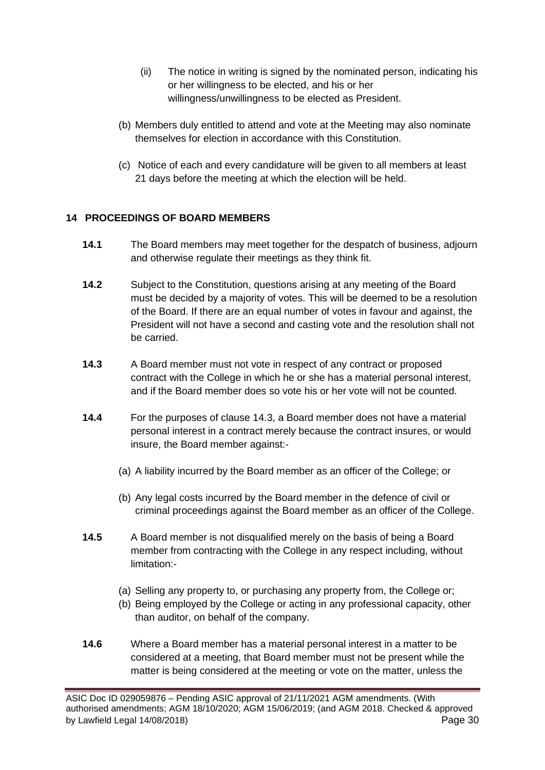(ii) The notice in writing is signed by the nominated person, indicating his or her willingness to be elected, and his or her willingness/unwillingness to be elected as President.

(b) Members duly entitled to attend and vote at the Meeting may also nominate themselves for election in accordance with this Constitution.

(c) Notice of each and every candidature will be given to all members at least 21 days before the meeting at which the election will be held.

## 14 PROCEEDINGS OF BOARD MEMBERS

**14.1** The Board members may meet together for the despatch of business, adjourn and otherwise regulate their meetings as they think fit.

**14.2** Subject to the Constitution, questions arising at any meeting of the Board must be decided by a majority of votes. This will be deemed to be a resolution of the Board. If there are an equal number of votes in favour and against, the President will not have a second and casting vote and the resolution shall not be carried.

**14.3** A Board member must not vote in respect of any contract or proposed contract with the College in which he or she has a material personal interest, and if the Board member does so vote his or her vote will not be counted.

**14.4** For the purposes of clause 14.3, a Board member does not have a material personal interest in a contract merely because the contract insures, or would insure, the Board member against:-

(a) A liability incurred by the Board member as an officer of the College; or

(b) Any legal costs incurred by the Board member in the defence of civil or criminal proceedings against the Board member as an officer of the College.

**14.5** A Board member is not disqualified merely on the basis of being a Board member from contracting with the College in any respect including, without limitation:-

(a) Selling any property to, or purchasing any property from, the College or;

(b) Being employed by the College or acting in any professional capacity, other than auditor, on behalf of the company.

**14.6** Where a Board member has a material personal interest in a matter to be considered at a meeting, that Board member must not be present while the matter is being considered at the meeting or vote on the matter, unless the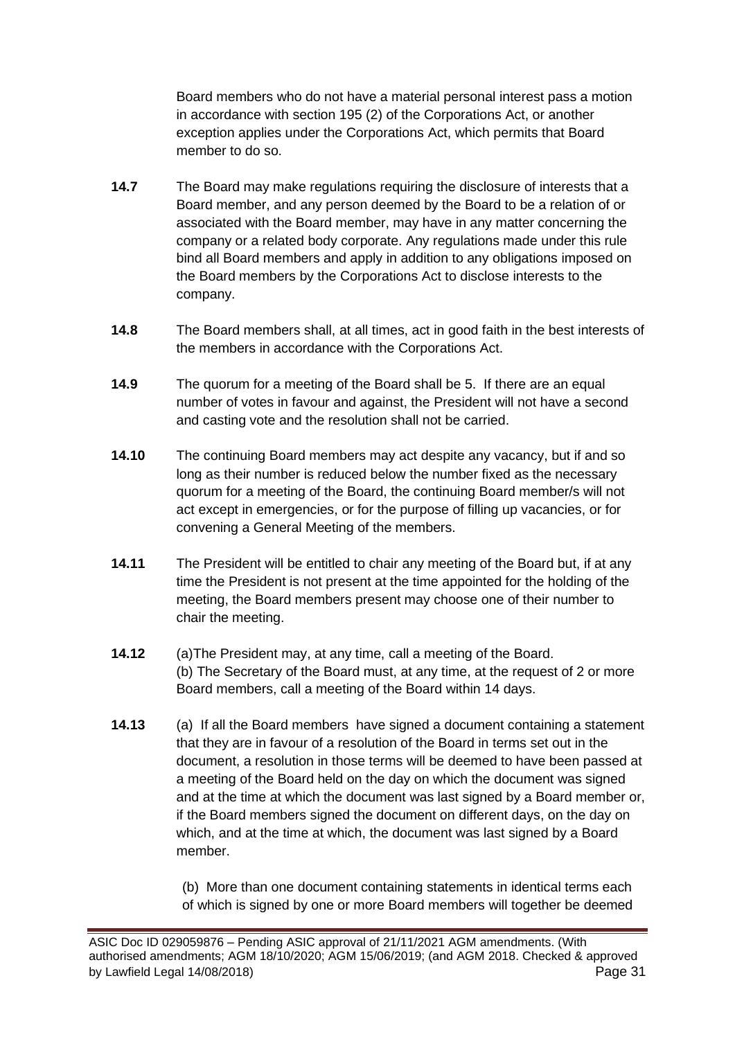Board members who do not have a material personal interest pass a motion in accordance with section 195 (2) of the Corporations Act, or another exception applies under the Corporations Act, which permits that Board member to do so.

**14.7** The Board may make regulations requiring the disclosure of interests that a Board member, and any person deemed by the Board to be a relation of or associated with the Board member, may have in any matter concerning the company or a related body corporate. Any regulations made under this rule bind all Board members and apply in addition to any obligations imposed on the Board members by the Corporations Act to disclose interests to the company.

**14.8** The Board members shall, at all times, act in good faith in the best interests of the members in accordance with the Corporations Act.

**14.9** The quorum for a meeting of the Board shall be 5. If there are an equal number of votes in favour and against, the President will not have a second and casting vote and the resolution shall not be carried.

**14.10** The continuing Board members may act despite any vacancy, but if and so long as their number is reduced below the number fixed as the necessary quorum for a meeting of the Board, the continuing Board member/s will not act except in emergencies, or for the purpose of filling up vacancies, or for convening a General Meeting of the members.

**14.11** The President will be entitled to chair any meeting of the Board but, if at any time the President is not present at the time appointed for the holding of the meeting, the Board members present may choose one of their number to chair the meeting.

**14.12** (a)The President may, at any time, call a meeting of the Board.
(b) The Secretary of the Board must, at any time, at the request of 2 or more Board members, call a meeting of the Board within 14 days.

**14.13** (a) If all the Board members have signed a document containing a statement that they are in favour of a resolution of the Board in terms set out in the document, a resolution in those terms will be deemed to have been passed at a meeting of the Board held on the day on which the document was signed and at the time at which the document was last signed by a Board member or, if the Board members signed the document on different days, on the day on which, and at the time at which, the document was last signed by a Board member.

(b) More than one document containing statements in identical terms each of which is signed by one or more Board members will together be deemed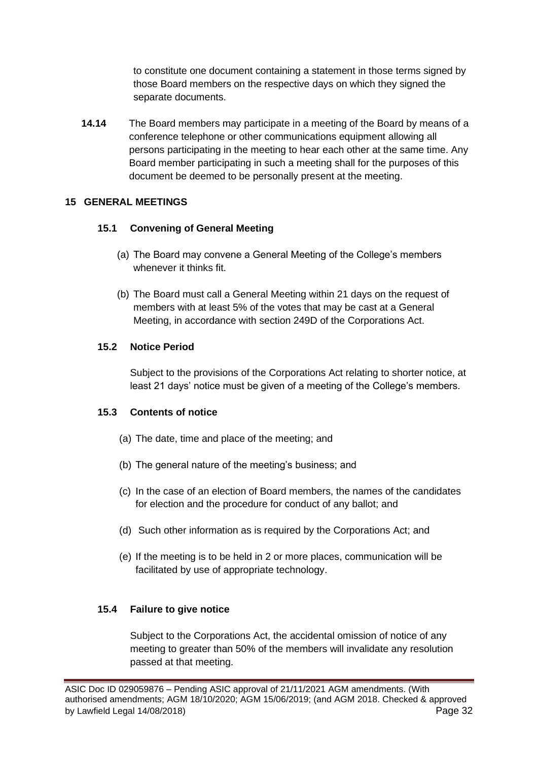to constitute one document containing a statement in those terms signed by those Board members on the respective days on which they signed the separate documents.

**14.14** The Board members may participate in a meeting of the Board by means of a conference telephone or other communications equipment allowing all persons participating in the meeting to hear each other at the same time. Any Board member participating in such a meeting shall for the purposes of this document be deemed to be personally present at the meeting.

## 15 GENERAL MEETINGS

### 15.1 Convening of General Meeting

(a) The Board may convene a General Meeting of the College's members whenever it thinks fit.

(b) The Board must call a General Meeting within 21 days on the request of members with at least 5% of the votes that may be cast at a General Meeting, in accordance with section 249D of the Corporations Act.

### 15.2 Notice Period

Subject to the provisions of the Corporations Act relating to shorter notice, at least 21 days' notice must be given of a meeting of the College's members.

### 15.3 Contents of notice

(a) The date, time and place of the meeting; and

(b) The general nature of the meeting's business; and

(c) In the case of an election of Board members, the names of the candidates for election and the procedure for conduct of any ballot; and

(d) Such other information as is required by the Corporations Act; and

(e) If the meeting is to be held in 2 or more places, communication will be facilitated by use of appropriate technology.

### 15.4 Failure to give notice

Subject to the Corporations Act, the accidental omission of notice of any meeting to greater than 50% of the members will invalidate any resolution passed at that meeting.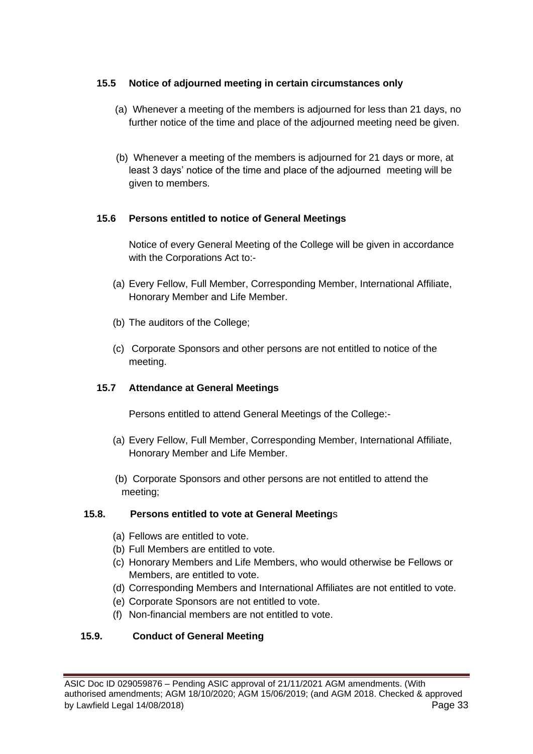### 15.5 Notice of adjourned meeting in certain circumstances only

(a) Whenever a meeting of the members is adjourned for less than 21 days, no further notice of the time and place of the adjourned meeting need be given.

(b) Whenever a meeting of the members is adjourned for 21 days or more, at least 3 days' notice of the time and place of the adjourned meeting will be given to members.

### 15.6 Persons entitled to notice of General Meetings

Notice of every General Meeting of the College will be given in accordance with the Corporations Act to:-

(a) Every Fellow, Full Member, Corresponding Member, International Affiliate, Honorary Member and Life Member.

(b) The auditors of the College;

(c) Corporate Sponsors and other persons are not entitled to notice of the meeting.

### 15.7 Attendance at General Meetings

Persons entitled to attend General Meetings of the College:-

(a) Every Fellow, Full Member, Corresponding Member, International Affiliate, Honorary Member and Life Member.

(b) Corporate Sponsors and other persons are not entitled to attend the meeting;

### 15.8. Persons entitled to vote at General Meetings

(a) Fellows are entitled to vote.
(b) Full Members are entitled to vote.
(c) Honorary Members and Life Members, who would otherwise be Fellows or Members, are entitled to vote.
(d) Corresponding Members and International Affiliates are not entitled to vote.
(e) Corporate Sponsors are not entitled to vote.
(f) Non-financial members are not entitled to vote.

### 15.9. Conduct of General Meeting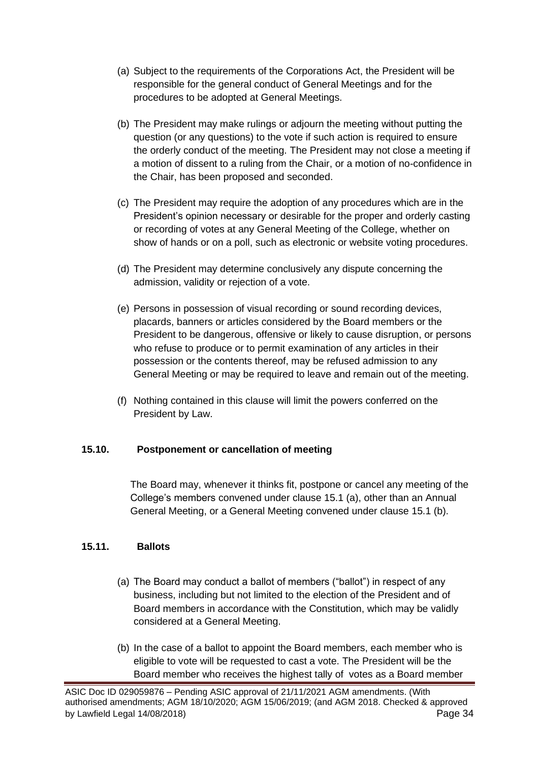(a) Subject to the requirements of the Corporations Act, the President will be responsible for the general conduct of General Meetings and for the procedures to be adopted at General Meetings.

(b) The President may make rulings or adjourn the meeting without putting the question (or any questions) to the vote if such action is required to ensure the orderly conduct of the meeting. The President may not close a meeting if a motion of dissent to a ruling from the Chair, or a motion of no-confidence in the Chair, has been proposed and seconded.

(c) The President may require the adoption of any procedures which are in the President's opinion necessary or desirable for the proper and orderly casting or recording of votes at any General Meeting of the College, whether on show of hands or on a poll, such as electronic or website voting procedures.

(d) The President may determine conclusively any dispute concerning the admission, validity or rejection of a vote.

(e) Persons in possession of visual recording or sound recording devices, placards, banners or articles considered by the Board members or the President to be dangerous, offensive or likely to cause disruption, or persons who refuse to produce or to permit examination of any articles in their possession or the contents thereof, may be refused admission to any General Meeting or may be required to leave and remain out of the meeting.

(f) Nothing contained in this clause will limit the powers conferred on the President by Law.

### 15.10. Postponement or cancellation of meeting

The Board may, whenever it thinks fit, postpone or cancel any meeting of the College's members convened under clause 15.1 (a), other than an Annual General Meeting, or a General Meeting convened under clause 15.1 (b).

### 15.11. Ballots

(a) The Board may conduct a ballot of members ("ballot") in respect of any business, including but not limited to the election of the President and of Board members in accordance with the Constitution, which may be validly considered at a General Meeting.

(b) In the case of a ballot to appoint the Board members, each member who is eligible to vote will be requested to cast a vote. The President will be the Board member who receives the highest tally of votes as a Board member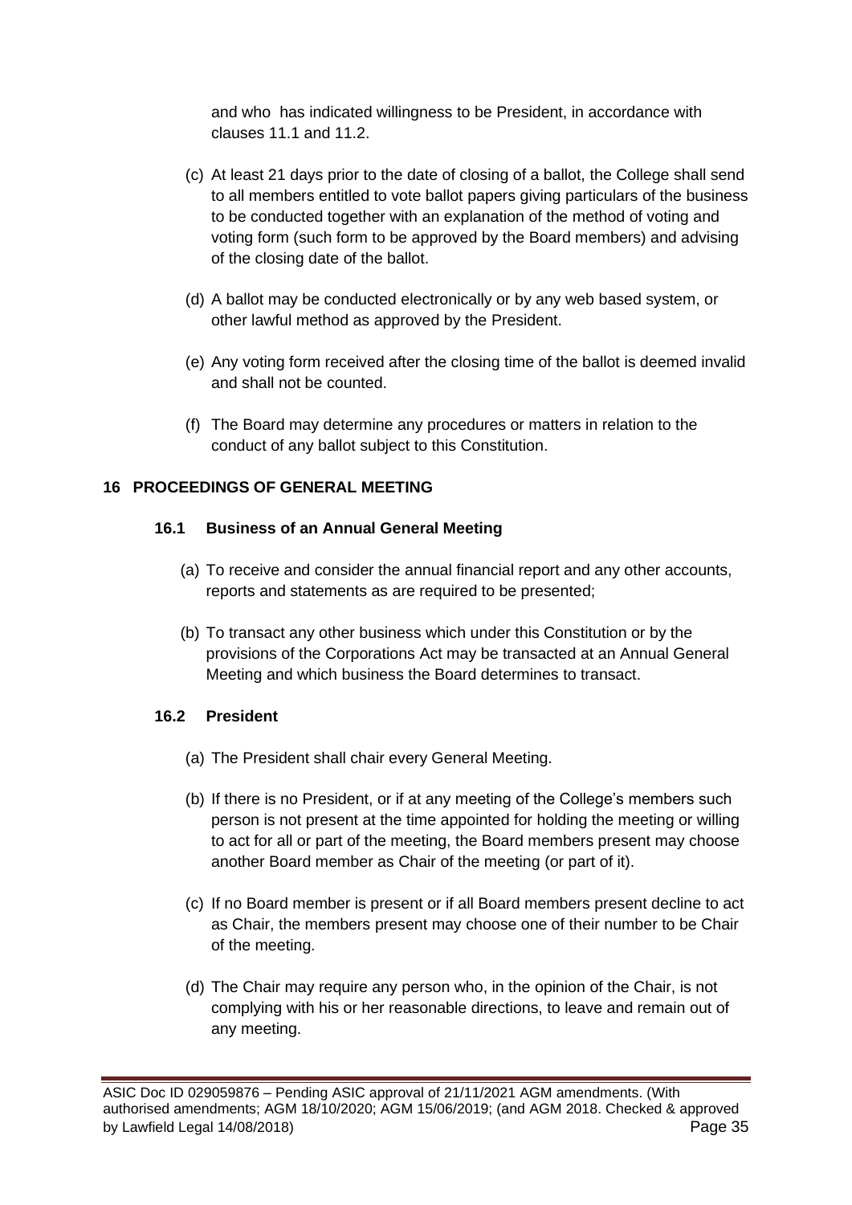and who has indicated willingness to be President, in accordance with clauses 11.1 and 11.2.

(c) At least 21 days prior to the date of closing of a ballot, the College shall send to all members entitled to vote ballot papers giving particulars of the business to be conducted together with an explanation of the method of voting and voting form (such form to be approved by the Board members) and advising of the closing date of the ballot.

(d) A ballot may be conducted electronically or by any web based system, or other lawful method as approved by the President.

(e) Any voting form received after the closing time of the ballot is deemed invalid and shall not be counted.

(f) The Board may determine any procedures or matters in relation to the conduct of any ballot subject to this Constitution.

## 16 PROCEEDINGS OF GENERAL MEETING

### 16.1 Business of an Annual General Meeting

(a) To receive and consider the annual financial report and any other accounts, reports and statements as are required to be presented;

(b) To transact any other business which under this Constitution or by the provisions of the Corporations Act may be transacted at an Annual General Meeting and which business the Board determines to transact.

### 16.2 President

(a) The President shall chair every General Meeting.

(b) If there is no President, or if at any meeting of the College's members such person is not present at the time appointed for holding the meeting or willing to act for all or part of the meeting, the Board members present may choose another Board member as Chair of the meeting (or part of it).

(c) If no Board member is present or if all Board members present decline to act as Chair, the members present may choose one of their number to be Chair of the meeting.

(d) The Chair may require any person who, in the opinion of the Chair, is not complying with his or her reasonable directions, to leave and remain out of any meeting.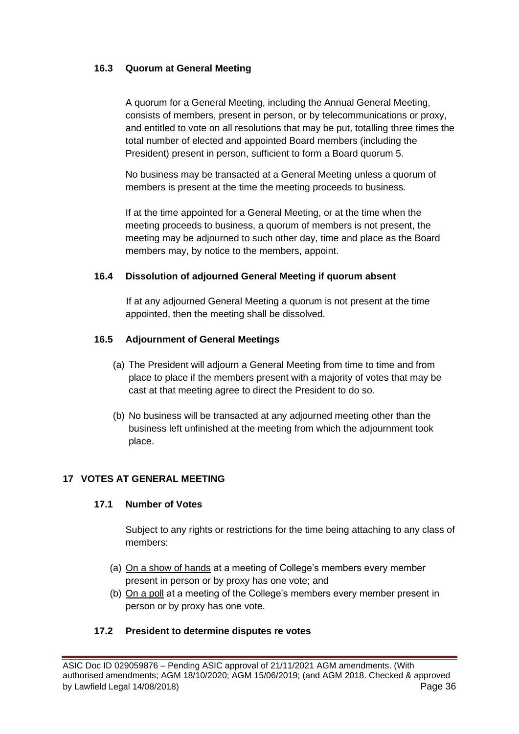### 16.3 Quorum at General Meeting

A quorum for a General Meeting, including the Annual General Meeting, consists of members, present in person, or by telecommunications or proxy, and entitled to vote on all resolutions that may be put, totalling three times the total number of elected and appointed Board members (including the President) present in person, sufficient to form a Board quorum 5.

No business may be transacted at a General Meeting unless a quorum of members is present at the time the meeting proceeds to business.

If at the time appointed for a General Meeting, or at the time when the meeting proceeds to business, a quorum of members is not present, the meeting may be adjourned to such other day, time and place as the Board members may, by notice to the members, appoint.

### 16.4 Dissolution of adjourned General Meeting if quorum absent

If at any adjourned General Meeting a quorum is not present at the time appointed, then the meeting shall be dissolved.

### 16.5 Adjournment of General Meetings

(a) The President will adjourn a General Meeting from time to time and from place to place if the members present with a majority of votes that may be cast at that meeting agree to direct the President to do so.

(b) No business will be transacted at any adjourned meeting other than the business left unfinished at the meeting from which the adjournment took place.

## 17 VOTES AT GENERAL MEETING

### 17.1 Number of Votes

Subject to any rights or restrictions for the time being attaching to any class of members:

(a) On a show of hands at a meeting of College's members every member present in person or by proxy has one vote; and

(b) On a poll at a meeting of the College's members every member present in person or by proxy has one vote.

### 17.2 President to determine disputes re votes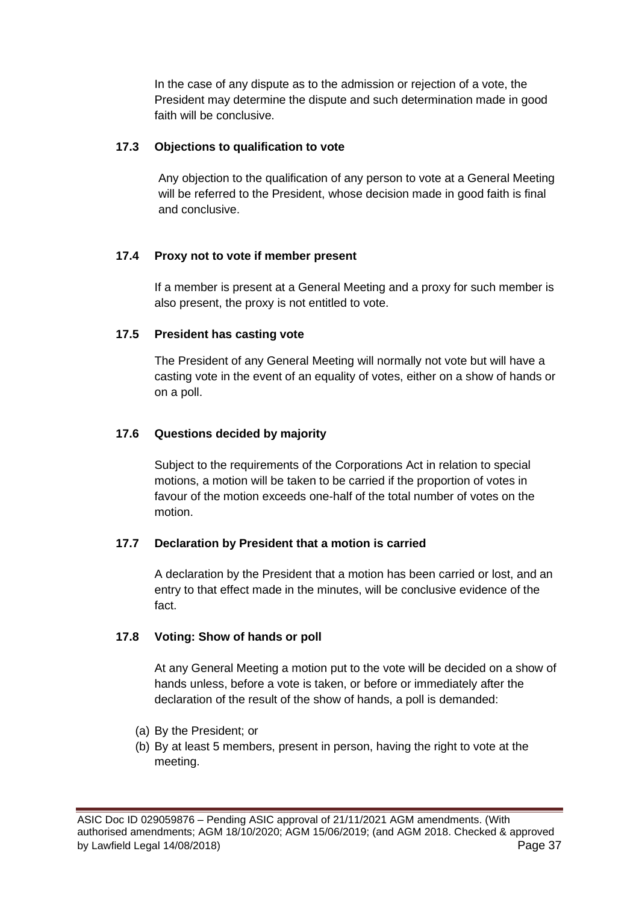In the case of any dispute as to the admission or rejection of a vote, the President may determine the dispute and such determination made in good faith will be conclusive.

### 17.3 Objections to qualification to vote

Any objection to the qualification of any person to vote at a General Meeting will be referred to the President, whose decision made in good faith is final and conclusive.

### 17.4 Proxy not to vote if member present

If a member is present at a General Meeting and a proxy for such member is also present, the proxy is not entitled to vote.

### 17.5 President has casting vote

The President of any General Meeting will normally not vote but will have a casting vote in the event of an equality of votes, either on a show of hands or on a poll.

### 17.6 Questions decided by majority

Subject to the requirements of the Corporations Act in relation to special motions, a motion will be taken to be carried if the proportion of votes in favour of the motion exceeds one-half of the total number of votes on the motion.

### 17.7 Declaration by President that a motion is carried

A declaration by the President that a motion has been carried or lost, and an entry to that effect made in the minutes, will be conclusive evidence of the fact.

### 17.8 Voting: Show of hands or poll

At any General Meeting a motion put to the vote will be decided on a show of hands unless, before a vote is taken, or before or immediately after the declaration of the result of the show of hands, a poll is demanded:

(a) By the President; or
(b) By at least 5 members, present in person, having the right to vote at the meeting.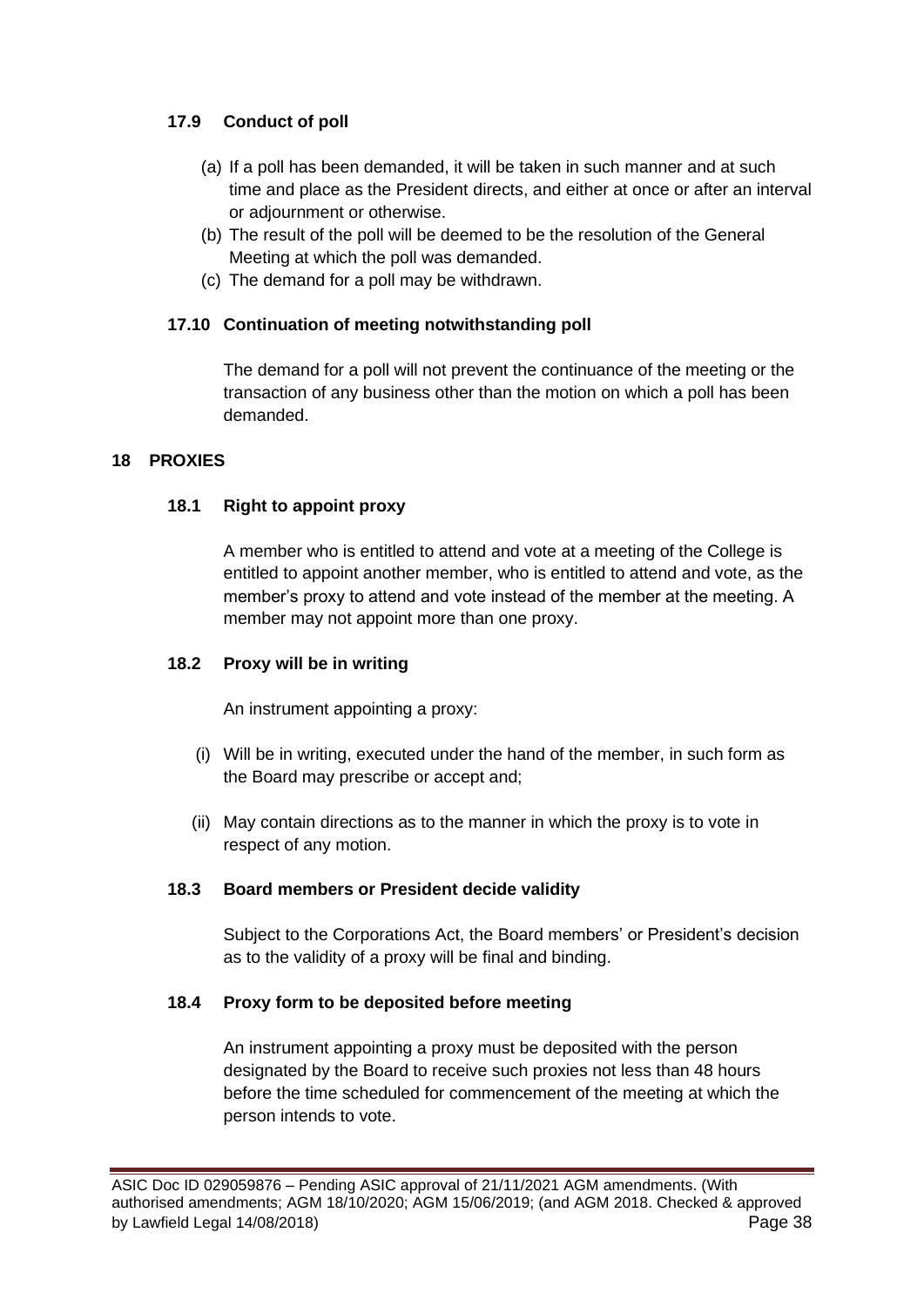### 17.9 Conduct of poll

(a) If a poll has been demanded, it will be taken in such manner and at such time and place as the President directs, and either at once or after an interval or adjournment or otherwise.

(b) The result of the poll will be deemed to be the resolution of the General Meeting at which the poll was demanded.

(c) The demand for a poll may be withdrawn.

### 17.10 Continuation of meeting notwithstanding poll

The demand for a poll will not prevent the continuance of the meeting or the transaction of any business other than the motion on which a poll has been demanded.

## 18 PROXIES

### 18.1 Right to appoint proxy

A member who is entitled to attend and vote at a meeting of the College is entitled to appoint another member, who is entitled to attend and vote, as the member's proxy to attend and vote instead of the member at the meeting. A member may not appoint more than one proxy.

### 18.2 Proxy will be in writing

An instrument appointing a proxy:

(i) Will be in writing, executed under the hand of the member, in such form as the Board may prescribe or accept and;

(ii) May contain directions as to the manner in which the proxy is to vote in respect of any motion.

### 18.3 Board members or President decide validity

Subject to the Corporations Act, the Board members' or President's decision as to the validity of a proxy will be final and binding.

### 18.4 Proxy form to be deposited before meeting

An instrument appointing a proxy must be deposited with the person designated by the Board to receive such proxies not less than 48 hours before the time scheduled for commencement of the meeting at which the person intends to vote.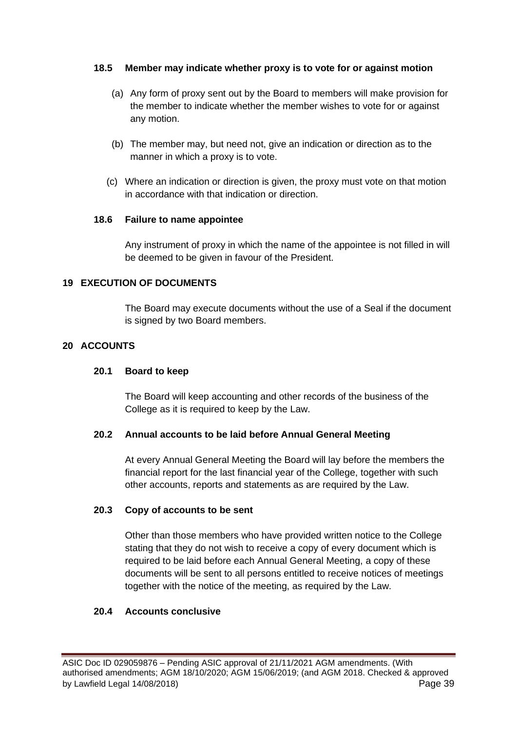### 18.5 Member may indicate whether proxy is to vote for or against motion

(a) Any form of proxy sent out by the Board to members will make provision for the member to indicate whether the member wishes to vote for or against any motion.

(b) The member may, but need not, give an indication or direction as to the manner in which a proxy is to vote.

(c) Where an indication or direction is given, the proxy must vote on that motion in accordance with that indication or direction.

### 18.6 Failure to name appointee

Any instrument of proxy in which the name of the appointee is not filled in will be deemed to be given in favour of the President.

## 19 EXECUTION OF DOCUMENTS

The Board may execute documents without the use of a Seal if the document is signed by two Board members.

## 20 ACCOUNTS

### 20.1 Board to keep

The Board will keep accounting and other records of the business of the College as it is required to keep by the Law.

### 20.2 Annual accounts to be laid before Annual General Meeting

At every Annual General Meeting the Board will lay before the members the financial report for the last financial year of the College, together with such other accounts, reports and statements as are required by the Law.

### 20.3 Copy of accounts to be sent

Other than those members who have provided written notice to the College stating that they do not wish to receive a copy of every document which is required to be laid before each Annual General Meeting, a copy of these documents will be sent to all persons entitled to receive notices of meetings together with the notice of the meeting, as required by the Law.

### 20.4 Accounts conclusive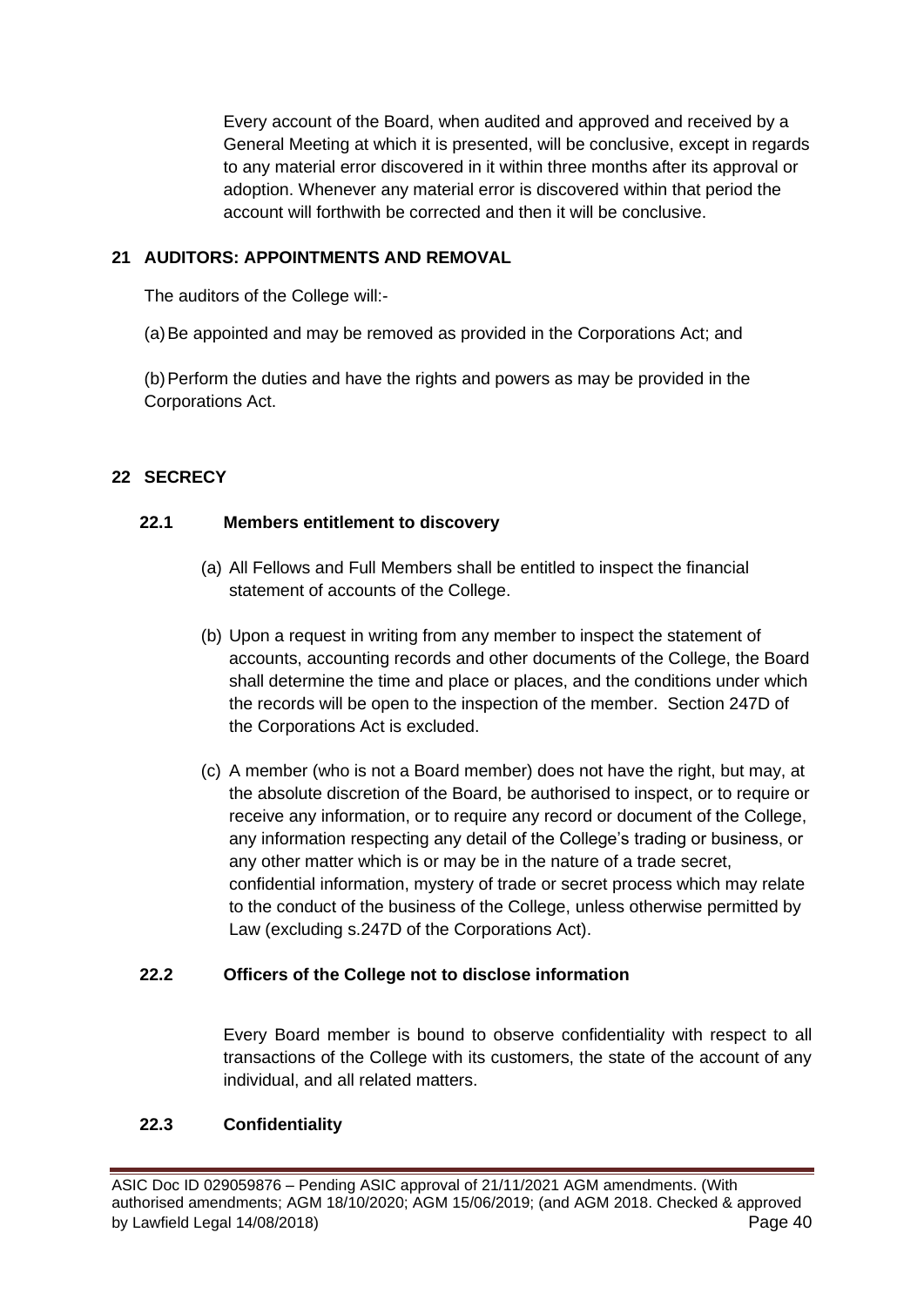Every account of the Board, when audited and approved and received by a General Meeting at which it is presented, will be conclusive, except in regards to any material error discovered in it within three months after its approval or adoption. Whenever any material error is discovered within that period the account will forthwith be corrected and then it will be conclusive.

## 21 AUDITORS: APPOINTMENTS AND REMOVAL

The auditors of the College will:-

(a) Be appointed and may be removed as provided in the Corporations Act; and

(b) Perform the duties and have the rights and powers as may be provided in the Corporations Act.

## 22 SECRECY

### 22.1 Members entitlement to discovery

(a) All Fellows and Full Members shall be entitled to inspect the financial statement of accounts of the College.

(b) Upon a request in writing from any member to inspect the statement of accounts, accounting records and other documents of the College, the Board shall determine the time and place or places, and the conditions under which the records will be open to the inspection of the member. Section 247D of the Corporations Act is excluded.

(c) A member (who is not a Board member) does not have the right, but may, at the absolute discretion of the Board, be authorised to inspect, or to require or receive any information, or to require any record or document of the College, any information respecting any detail of the College's trading or business, or any other matter which is or may be in the nature of a trade secret, confidential information, mystery of trade or secret process which may relate to the conduct of the business of the College, unless otherwise permitted by Law (excluding s.247D of the Corporations Act).

### 22.2 Officers of the College not to disclose information

Every Board member is bound to observe confidentiality with respect to all transactions of the College with its customers, the state of the account of any individual, and all related matters.

### 22.3 Confidentiality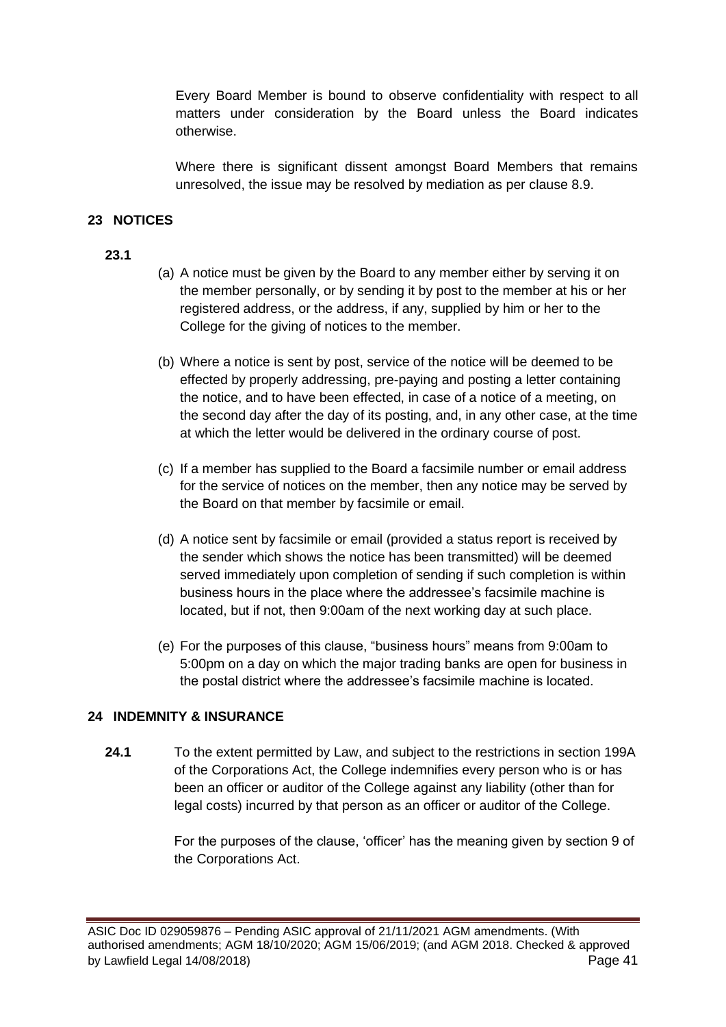Every Board Member is bound to observe confidentiality with respect to all matters under consideration by the Board unless the Board indicates otherwise.

Where there is significant dissent amongst Board Members that remains unresolved, the issue may be resolved by mediation as per clause 8.9.

## 23 NOTICES

**23.1**

(a) A notice must be given by the Board to any member either by serving it on the member personally, or by sending it by post to the member at his or her registered address, or the address, if any, supplied by him or her to the College for the giving of notices to the member.

(b) Where a notice is sent by post, service of the notice will be deemed to be effected by properly addressing, pre-paying and posting a letter containing the notice, and to have been effected, in case of a notice of a meeting, on the second day after the day of its posting, and, in any other case, at the time at which the letter would be delivered in the ordinary course of post.

(c) If a member has supplied to the Board a facsimile number or email address for the service of notices on the member, then any notice may be served by the Board on that member by facsimile or email.

(d) A notice sent by facsimile or email (provided a status report is received by the sender which shows the notice has been transmitted) will be deemed served immediately upon completion of sending if such completion is within business hours in the place where the addressee's facsimile machine is located, but if not, then 9:00am of the next working day at such place.

(e) For the purposes of this clause, "business hours" means from 9:00am to 5:00pm on a day on which the major trading banks are open for business in the postal district where the addressee's facsimile machine is located.

## 24 INDEMNITY & INSURANCE

**24.1** To the extent permitted by Law, and subject to the restrictions in section 199A of the Corporations Act, the College indemnifies every person who is or has been an officer or auditor of the College against any liability (other than for legal costs) incurred by that person as an officer or auditor of the College.

For the purposes of the clause, 'officer' has the meaning given by section 9 of the Corporations Act.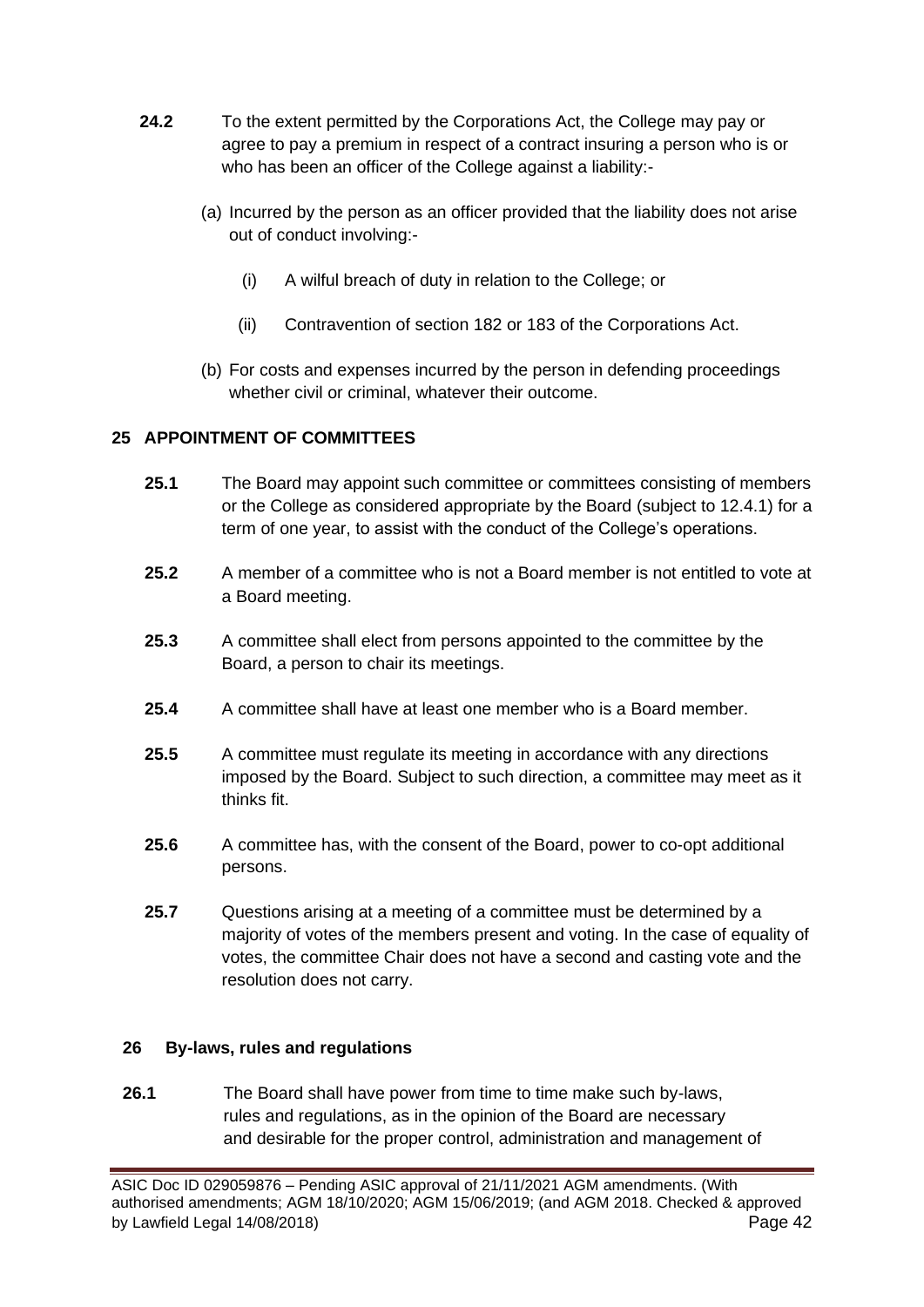**24.2** To the extent permitted by the Corporations Act, the College may pay or agree to pay a premium in respect of a contract insuring a person who is or who has been an officer of the College against a liability:-

(a) Incurred by the person as an officer provided that the liability does not arise out of conduct involving:-

(i) A wilful breach of duty in relation to the College; or

(ii) Contravention of section 182 or 183 of the Corporations Act.

(b) For costs and expenses incurred by the person in defending proceedings whether civil or criminal, whatever their outcome.

## 25 APPOINTMENT OF COMMITTEES

**25.1** The Board may appoint such committee or committees consisting of members or the College as considered appropriate by the Board (subject to 12.4.1) for a term of one year, to assist with the conduct of the College's operations.

**25.2** A member of a committee who is not a Board member is not entitled to vote at a Board meeting.

**25.3** A committee shall elect from persons appointed to the committee by the Board, a person to chair its meetings.

**25.4** A committee shall have at least one member who is a Board member.

**25.5** A committee must regulate its meeting in accordance with any directions imposed by the Board. Subject to such direction, a committee may meet as it thinks fit.

**25.6** A committee has, with the consent of the Board, power to co-opt additional persons.

**25.7** Questions arising at a meeting of a committee must be determined by a majority of votes of the members present and voting. In the case of equality of votes, the committee Chair does not have a second and casting vote and the resolution does not carry.

## 26 By-laws, rules and regulations

**26.1** The Board shall have power from time to time make such by-laws, rules and regulations, as in the opinion of the Board are necessary and desirable for the proper control, administration and management of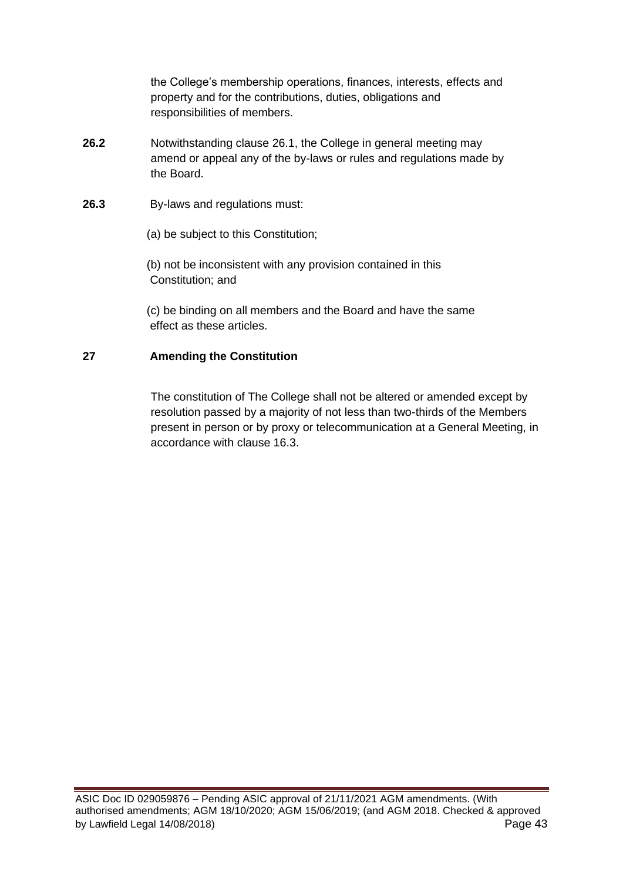the College's membership operations, finances, interests, effects and property and for the contributions, duties, obligations and responsibilities of members.

**26.2** Notwithstanding clause 26.1, the College in general meeting may amend or appeal any of the by-laws or rules and regulations made by the Board.

**26.3** By-laws and regulations must:

(a) be subject to this Constitution;

(b) not be inconsistent with any provision contained in this Constitution; and

(c) be binding on all members and the Board and have the same effect as these articles.

## 27 Amending the Constitution

The constitution of The College shall not be altered or amended except by resolution passed by a majority of not less than two-thirds of the Members present in person or by proxy or telecommunication at a General Meeting, in accordance with clause 16.3.